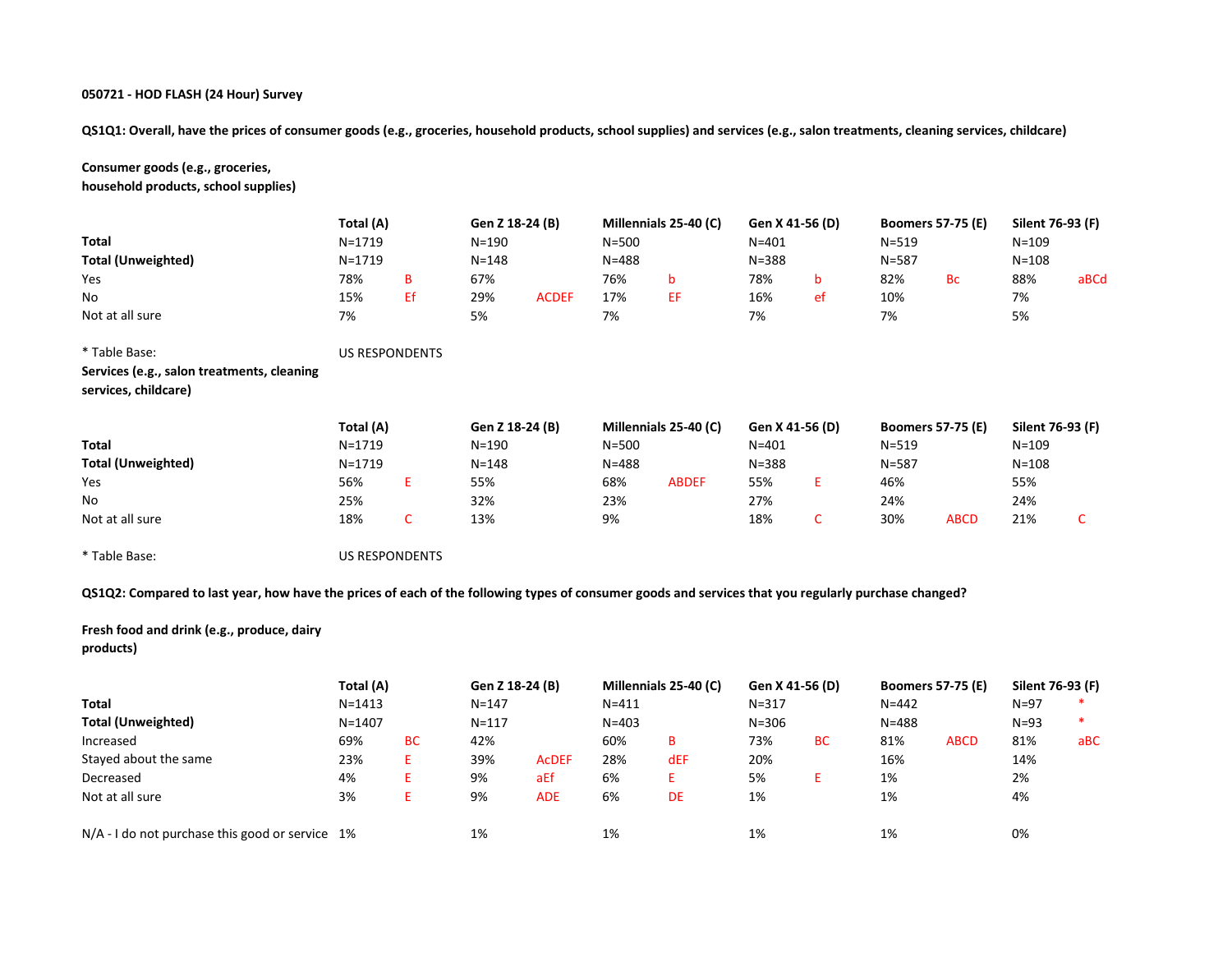**050721 - HOD FLASH (24 Hour) Survey**

**QS1Q1: Overall, have the prices of consumer goods (e.g., groceries, household products, school supplies) and services (e.g., salon treatments, cleaning services, childcare)**

**Consumer goods (e.g., groceries, household products, school supplies)**

| | Total (A) | | Gen Z 18-24 (B) | | Millennials 25-40 (C) | | Gen X 41-56 (D) | | Boomers 57-75 (E) | | Silent 76-93 (F) | |
|---|---|---|---|---|---|---|---|---|---|---|---|---|
| **Total** | N=1719 | | N=190 | | N=500 | | N=401 | | N=519 | | N=109 | |
| **Total (Unweighted)** | N=1719 | | N=148 | | N=488 | | N=388 | | N=587 | | N=108 | |
| Yes | 78% | B | 67% | | 76% | b | 78% | b | 82% | Bc | 88% | aBCd |
| No | 15% | Ef | 29% | ACDEF | 17% | EF | 16% | ef | 10% | | 7% | |
| Not at all sure | 7% | | 5% | | 7% | | 7% | | 7% | | 5% | |

* Table Base: US RESPONDENTS

**Services (e.g., salon treatments, cleaning services, childcare)**

| | Total (A) | | Gen Z 18-24 (B) | | Millennials 25-40 (C) | | Gen X 41-56 (D) | | Boomers 57-75 (E) | | Silent 76-93 (F) | |
|---|---|---|---|---|---|---|---|---|---|---|---|---|
| **Total** | N=1719 | | N=190 | | N=500 | | N=401 | | N=519 | | N=109 | |
| **Total (Unweighted)** | N=1719 | | N=148 | | N=488 | | N=388 | | N=587 | | N=108 | |
| Yes | 56% | E | 55% | | 68% | ABDEF | 55% | E | 46% | | 55% | |
| No | 25% | | 32% | | 23% | | 27% | | 24% | | 24% | |
| Not at all sure | 18% | C | 13% | | 9% | | 18% | C | 30% | ABCD | 21% | C |

* Table Base: US RESPONDENTS

**QS1Q2: Compared to last year, how have the prices of each of the following types of consumer goods and services that you regularly purchase changed?**

**Fresh food and drink (e.g., produce, dairy products)**

| | Total (A) | | Gen Z 18-24 (B) | | Millennials 25-40 (C) | | Gen X 41-56 (D) | | Boomers 57-75 (E) | | Silent 76-93 (F) | |
|---|---|---|---|---|---|---|---|---|---|---|---|---|
| **Total** | N=1413 | | N=147 | | N=411 | | N=317 | | N=442 | | N=97 | * |
| **Total (Unweighted)** | N=1407 | | N=117 | | N=403 | | N=306 | | N=488 | | N=93 | * |
| Increased | 69% | BC | 42% | | 60% | B | 73% | BC | 81% | ABCD | 81% | aBC |
| Stayed about the same | 23% | E | 39% | AcDEF | 28% | dEF | 20% | | 16% | | 14% | |
| Decreased | 4% | E | 9% | aEf | 6% | E | 5% | E | 1% | | 2% | |
| Not at all sure | 3% | E | 9% | ADE | 6% | DE | 1% | | 1% | | 4% | |
| N/A - I do not purchase this good or service | 1% | | 1% | | 1% | | 1% | | 1% | | 0% | |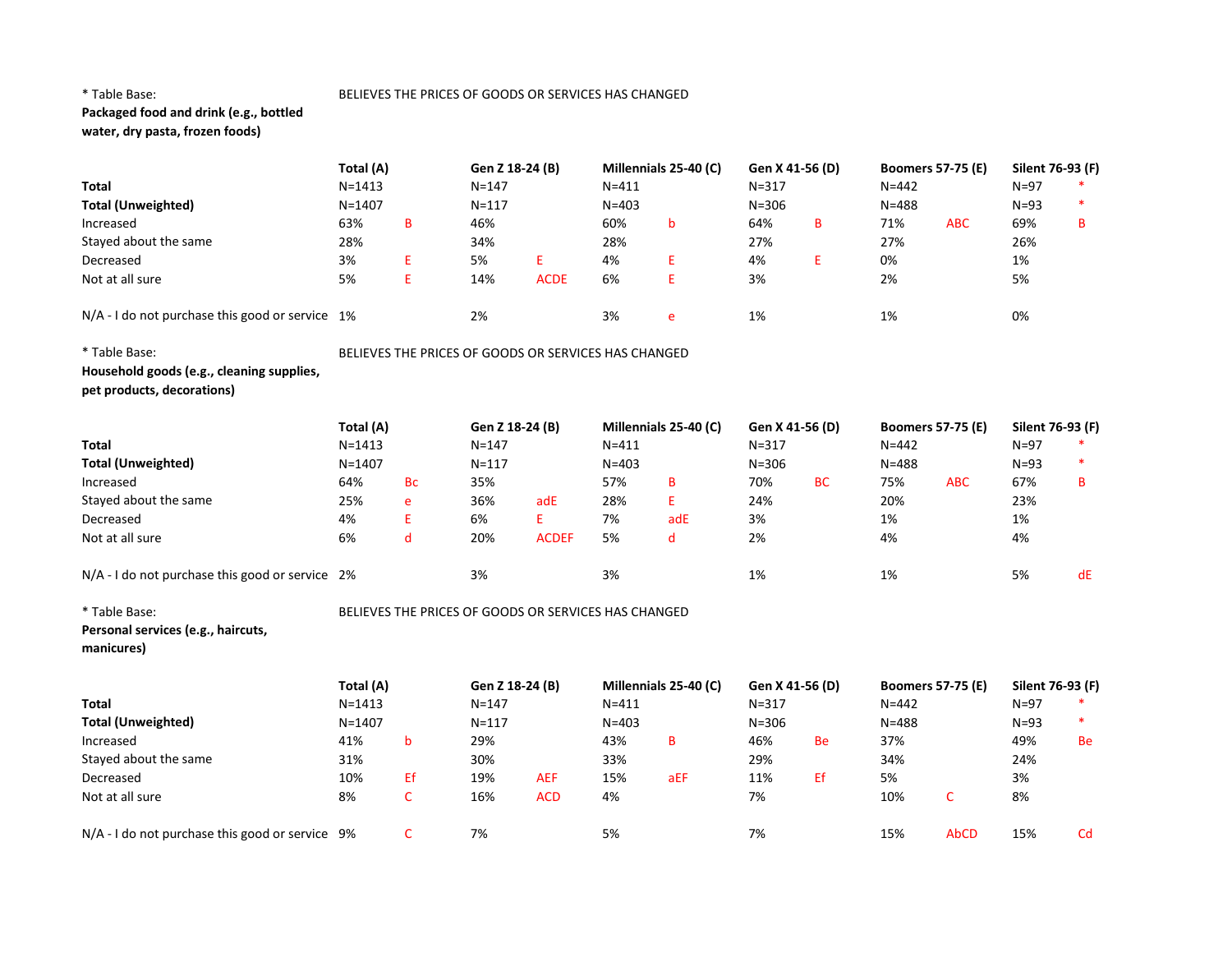\* Table Base: BELIEVES THE PRICES OF GOODS OR SERVICES HAS CHANGED

**Packaged food and drink (e.g., bottled water, dry pasta, frozen foods)**

| | Total (A) | | Gen Z 18-24 (B) | | Millennials 25-40 (C) | | Gen X 41-56 (D) | | Boomers 57-75 (E) | | Silent 76-93 (F) | |
|---|---|---|---|---|---|---|---|---|---|---|---|---|
| **Total** | N=1413 | | N=147 | | N=411 | | N=317 | | N=442 | | N=97 | * |
| **Total (Unweighted)** | N=1407 | | N=117 | | N=403 | | N=306 | | N=488 | | N=93 | * |
| Increased | 63% | B | 46% | | 60% | b | 64% | B | 71% | ABC | 69% | B |
| Stayed about the same | 28% | | 34% | | 28% | | 27% | | 27% | | 26% | |
| Decreased | 3% | E | 5% | E | 4% | E | 4% | E | 0% | | 1% | |
| Not at all sure | 5% | E | 14% | ACDE | 6% | E | 3% | | 2% | | 5% | |
| N/A - I do not purchase this good or service | 1% | | 2% | | 3% | e | 1% | | 1% | | 0% | |

\* Table Base: BELIEVES THE PRICES OF GOODS OR SERVICES HAS CHANGED

**Household goods (e.g., cleaning supplies, pet products, decorations)**

| | Total (A) | | Gen Z 18-24 (B) | | Millennials 25-40 (C) | | Gen X 41-56 (D) | | Boomers 57-75 (E) | | Silent 76-93 (F) | |
|---|---|---|---|---|---|---|---|---|---|---|---|---|
| **Total** | N=1413 | | N=147 | | N=411 | | N=317 | | N=442 | | N=97 | * |
| **Total (Unweighted)** | N=1407 | | N=117 | | N=403 | | N=306 | | N=488 | | N=93 | * |
| Increased | 64% | Bc | 35% | | 57% | B | 70% | BC | 75% | ABC | 67% | B |
| Stayed about the same | 25% | e | 36% | adE | 28% | E | 24% | | 20% | | 23% | |
| Decreased | 4% | E | 6% | E | 7% | adE | 3% | | 1% | | 1% | |
| Not at all sure | 6% | d | 20% | ACDEF | 5% | d | 2% | | 4% | | 4% | |
| N/A - I do not purchase this good or service | 2% | | 3% | | 3% | | 1% | | 1% | | 5% | dE |

\* Table Base: BELIEVES THE PRICES OF GOODS OR SERVICES HAS CHANGED

**Personal services (e.g., haircuts, manicures)**

| | Total (A) | | Gen Z 18-24 (B) | | Millennials 25-40 (C) | | Gen X 41-56 (D) | | Boomers 57-75 (E) | | Silent 76-93 (F) | |
|---|---|---|---|---|---|---|---|---|---|---|---|---|
| **Total** | N=1413 | | N=147 | | N=411 | | N=317 | | N=442 | | N=97 | * |
| **Total (Unweighted)** | N=1407 | | N=117 | | N=403 | | N=306 | | N=488 | | N=93 | * |
| Increased | 41% | b | 29% | | 43% | B | 46% | Be | 37% | | 49% | Be |
| Stayed about the same | 31% | | 30% | | 33% | | 29% | | 34% | | 24% | |
| Decreased | 10% | Ef | 19% | AEF | 15% | aEF | 11% | Ef | 5% | | 3% | |
| Not at all sure | 8% | C | 16% | ACD | 4% | | 7% | | 10% | C | 8% | |
| N/A - I do not purchase this good or service | 9% | C | 7% | | 5% | | 7% | | 15% | AbCD | 15% | Cd |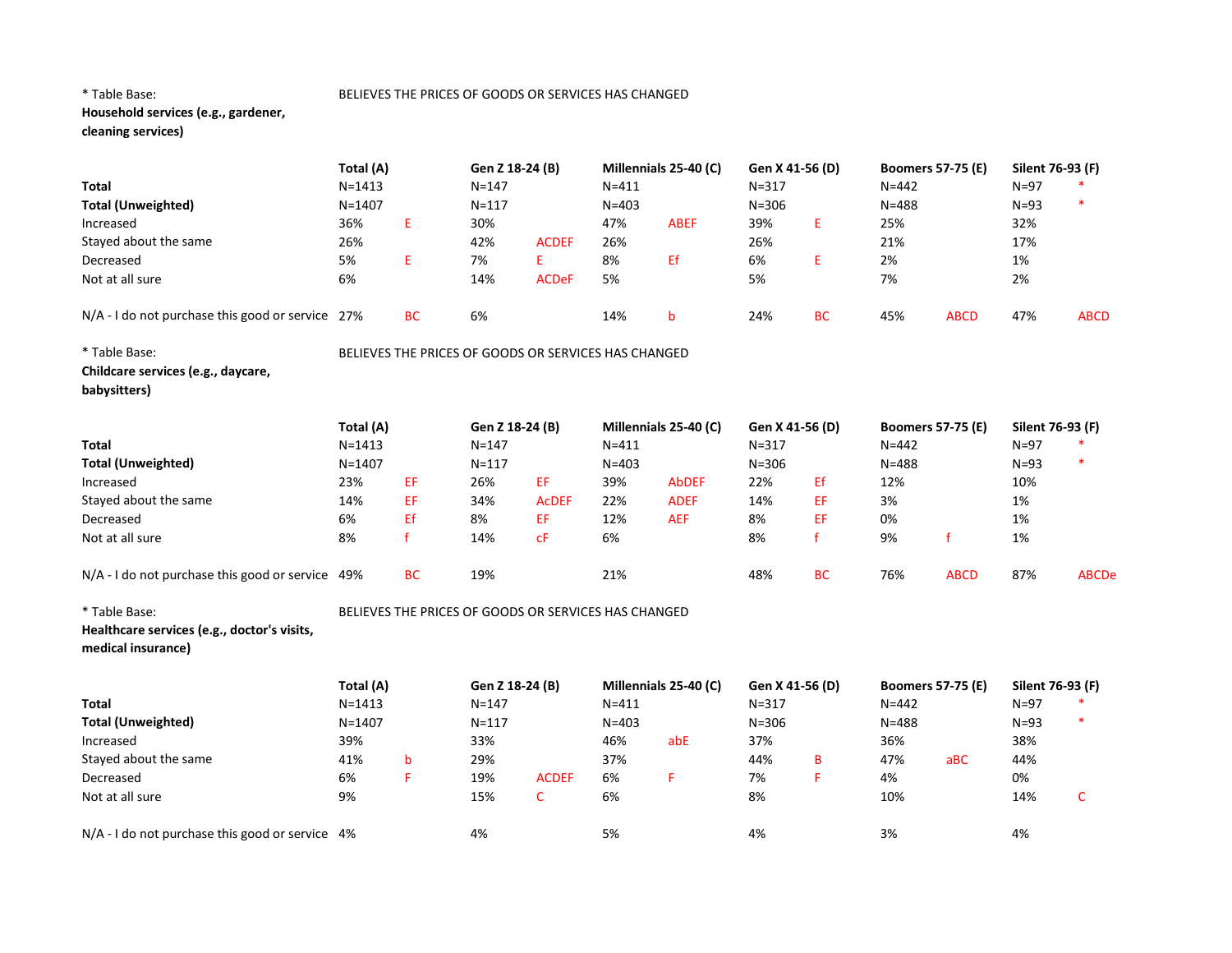* Table Base: BELIEVES THE PRICES OF GOODS OR SERVICES HAS CHANGED

**Household services (e.g., gardener, cleaning services)**

| | Total (A) | | Gen Z 18-24 (B) | | Millennials 25-40 (C) | | Gen X 41-56 (D) | | Boomers 57-75 (E) | | Silent 76-93 (F) | |
|---|---|---|---|---|---|---|---|---|---|---|---|---|
| **Total** | N=1413 | | N=147 | | N=411 | | N=317 | | N=442 | | N=97 | * |
| **Total (Unweighted)** | N=1407 | | N=117 | | N=403 | | N=306 | | N=488 | | N=93 | * |
| Increased | 36% | E | 30% | | 47% | ABEF | 39% | E | 25% | | 32% | |
| Stayed about the same | 26% | | 42% | ACDEF | 26% | | 26% | | 21% | | 17% | |
| Decreased | 5% | E | 7% | E | 8% | Ef | 6% | E | 2% | | 1% | |
| Not at all sure | 6% | | 14% | ACDeF | 5% | | 5% | | 7% | | 2% | |
| N/A - I do not purchase this good or service | 27% | BC | 6% | | 14% | b | 24% | BC | 45% | ABCD | 47% | ABCD |

* Table Base: BELIEVES THE PRICES OF GOODS OR SERVICES HAS CHANGED

**Childcare services (e.g., daycare, babysitters)**

| | Total (A) | | Gen Z 18-24 (B) | | Millennials 25-40 (C) | | Gen X 41-56 (D) | | Boomers 57-75 (E) | | Silent 76-93 (F) | |
|---|---|---|---|---|---|---|---|---|---|---|---|---|
| **Total** | N=1413 | | N=147 | | N=411 | | N=317 | | N=442 | | N=97 | * |
| **Total (Unweighted)** | N=1407 | | N=117 | | N=403 | | N=306 | | N=488 | | N=93 | * |
| Increased | 23% | EF | 26% | EF | 39% | AbDEF | 22% | Ef | 12% | | 10% | |
| Stayed about the same | 14% | EF | 34% | AcDEF | 22% | ADEF | 14% | EF | 3% | | 1% | |
| Decreased | 6% | Ef | 8% | EF | 12% | AEF | 8% | EF | 0% | | 1% | |
| Not at all sure | 8% | f | 14% | cF | 6% | | 8% | f | 9% | f | 1% | |
| N/A - I do not purchase this good or service | 49% | BC | 19% | | 21% | | 48% | BC | 76% | ABCD | 87% | ABCDe |

* Table Base: BELIEVES THE PRICES OF GOODS OR SERVICES HAS CHANGED

**Healthcare services (e.g., doctor's visits, medical insurance)**

| | Total (A) | | Gen Z 18-24 (B) | | Millennials 25-40 (C) | | Gen X 41-56 (D) | | Boomers 57-75 (E) | | Silent 76-93 (F) | |
|---|---|---|---|---|---|---|---|---|---|---|---|---|
| **Total** | N=1413 | | N=147 | | N=411 | | N=317 | | N=442 | | N=97 | * |
| **Total (Unweighted)** | N=1407 | | N=117 | | N=403 | | N=306 | | N=488 | | N=93 | * |
| Increased | 39% | | 33% | | 46% | abE | 37% | | 36% | | 38% | |
| Stayed about the same | 41% | b | 29% | | 37% | | 44% | B | 47% | aBC | 44% | |
| Decreased | 6% | F | 19% | ACDEF | 6% | F | 7% | F | 4% | | 0% | |
| Not at all sure | 9% | | 15% | C | 6% | | 8% | | 10% | | 14% | C |
| N/A - I do not purchase this good or service | 4% | | 4% | | 5% | | 4% | | 3% | | 4% | |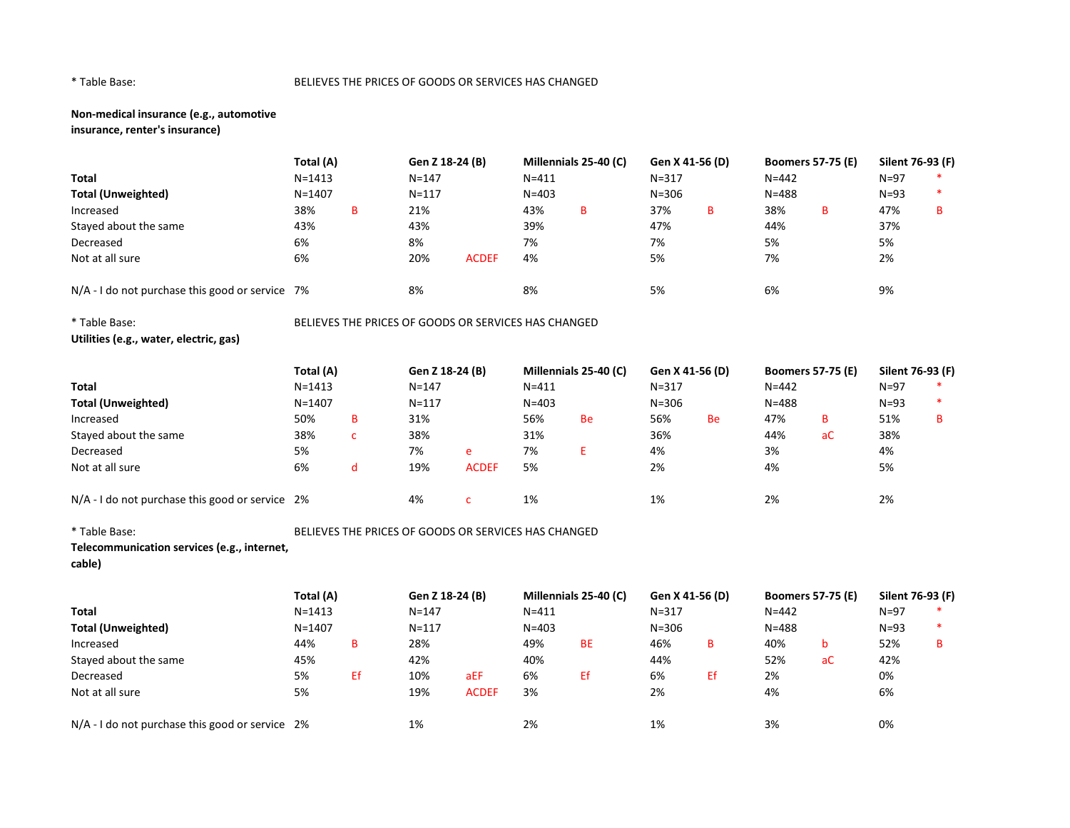\* Table Base: BELIEVES THE PRICES OF GOODS OR SERVICES HAS CHANGED

**Non-medical insurance (e.g., automotive insurance, renter's insurance)**

| | Total (A) | | Gen Z 18-24 (B) | | Millennials 25-40 (C) | | Gen X 41-56 (D) | | Boomers 57-75 (E) | | Silent 76-93 (F) | |
|---|---|---|---|---|---|---|---|---|---|---|---|---|
| **Total** | N=1413 | | N=147 | | N=411 | | N=317 | | N=442 | | N=97 | * |
| **Total (Unweighted)** | N=1407 | | N=117 | | N=403 | | N=306 | | N=488 | | N=93 | * |
| Increased | 38% | B | 21% | | 43% | B | 37% | B | 38% | B | 47% | B |
| Stayed about the same | 43% | | 43% | | 39% | | 47% | | 44% | | 37% | |
| Decreased | 6% | | 8% | | 7% | | 7% | | 5% | | 5% | |
| Not at all sure | 6% | | 20% | ACDEF | 4% | | 5% | | 7% | | 2% | |
| N/A - I do not purchase this good or service | 7% | | 8% | | 8% | | 5% | | 6% | | 9% | |

\* Table Base: BELIEVES THE PRICES OF GOODS OR SERVICES HAS CHANGED

**Utilities (e.g., water, electric, gas)**

| | Total (A) | | Gen Z 18-24 (B) | | Millennials 25-40 (C) | | Gen X 41-56 (D) | | Boomers 57-75 (E) | | Silent 76-93 (F) | |
|---|---|---|---|---|---|---|---|---|---|---|---|---|
| **Total** | N=1413 | | N=147 | | N=411 | | N=317 | | N=442 | | N=97 | * |
| **Total (Unweighted)** | N=1407 | | N=117 | | N=403 | | N=306 | | N=488 | | N=93 | * |
| Increased | 50% | B | 31% | | 56% | Be | 56% | Be | 47% | B | 51% | B |
| Stayed about the same | 38% | c | 38% | | 31% | | 36% | | 44% | aC | 38% | |
| Decreased | 5% | | 7% | e | 7% | E | 4% | | 3% | | 4% | |
| Not at all sure | 6% | d | 19% | ACDEF | 5% | | 2% | | 4% | | 5% | |
| N/A - I do not purchase this good or service | 2% | | 4% | c | 1% | | 1% | | 2% | | 2% | |

\* Table Base: BELIEVES THE PRICES OF GOODS OR SERVICES HAS CHANGED

**Telecommunication services (e.g., internet, cable)**

| | Total (A) | | Gen Z 18-24 (B) | | Millennials 25-40 (C) | | Gen X 41-56 (D) | | Boomers 57-75 (E) | | Silent 76-93 (F) | |
|---|---|---|---|---|---|---|---|---|---|---|---|---|
| **Total** | N=1413 | | N=147 | | N=411 | | N=317 | | N=442 | | N=97 | * |
| **Total (Unweighted)** | N=1407 | | N=117 | | N=403 | | N=306 | | N=488 | | N=93 | * |
| Increased | 44% | B | 28% | | 49% | BE | 46% | B | 40% | b | 52% | B |
| Stayed about the same | 45% | | 42% | | 40% | | 44% | | 52% | aC | 42% | |
| Decreased | 5% | Ef | 10% | aEF | 6% | Ef | 6% | Ef | 2% | | 0% | |
| Not at all sure | 5% | | 19% | ACDEF | 3% | | 2% | | 4% | | 6% | |
| N/A - I do not purchase this good or service | 2% | | 1% | | 2% | | 1% | | 3% | | 0% | |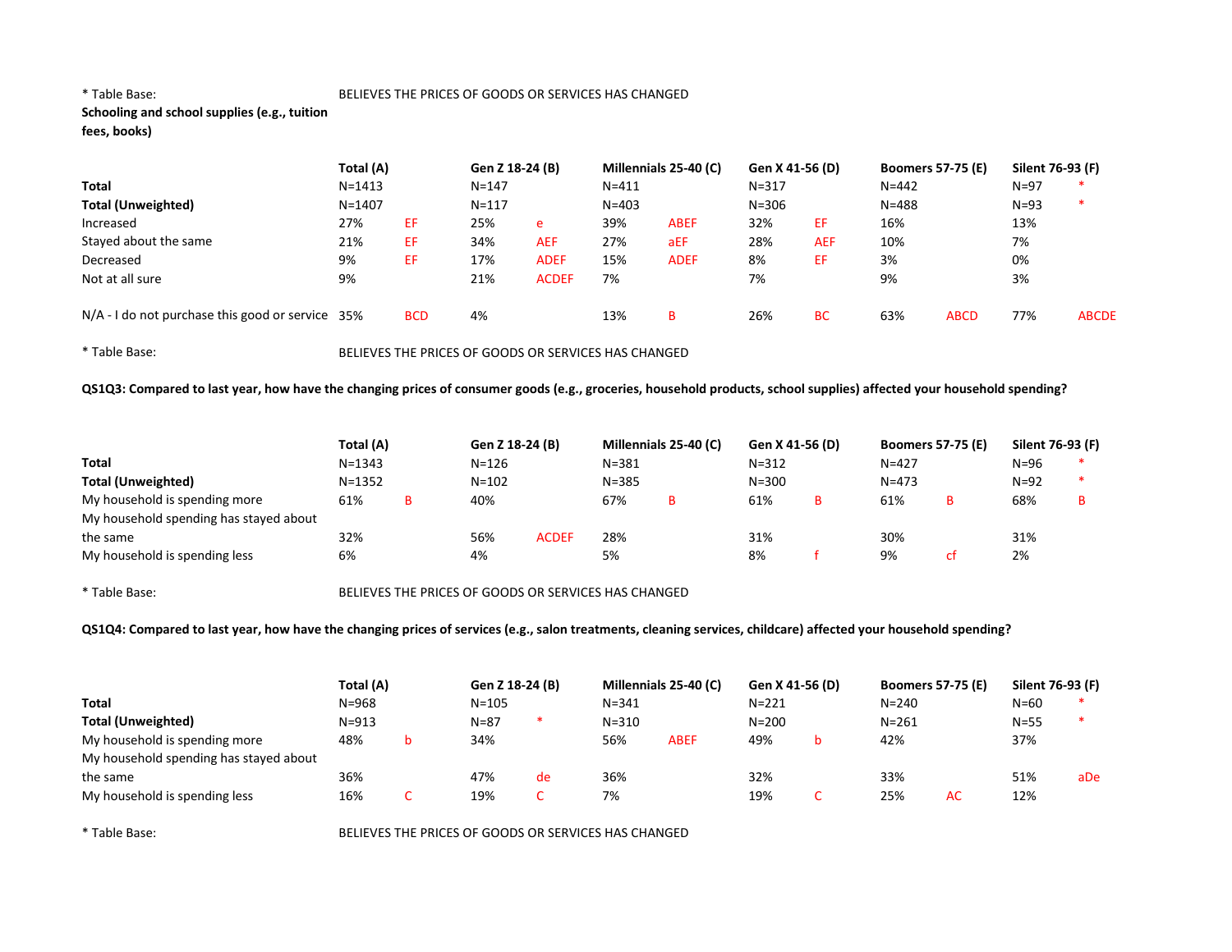\* Table Base: BELIEVES THE PRICES OF GOODS OR SERVICES HAS CHANGED

**Schooling and school supplies (e.g., tuition fees, books)**

| | Total (A) | | Gen Z 18-24 (B) | | Millennials 25-40 (C) | | Gen X 41-56 (D) | | Boomers 57-75 (E) | | Silent 76-93 (F) | |
|---|---|---|---|---|---|---|---|---|---|---|---|---|
| **Total** | N=1413 | | N=147 | | N=411 | | N=317 | | N=442 | | N=97 | * |
| **Total (Unweighted)** | N=1407 | | N=117 | | N=403 | | N=306 | | N=488 | | N=93 | * |
| Increased | 27% | EF | 25% | e | 39% | ABEF | 32% | EF | 16% | | 13% | |
| Stayed about the same | 21% | EF | 34% | AEF | 27% | aEF | 28% | AEF | 10% | | 7% | |
| Decreased | 9% | EF | 17% | ADEF | 15% | ADEF | 8% | EF | 3% | | 0% | |
| Not at all sure | 9% | | 21% | ACDEF | 7% | | 7% | | 9% | | 3% | |
| N/A - I do not purchase this good or service | 35% | BCD | 4% | | 13% | B | 26% | BC | 63% | ABCD | 77% | ABCDE |

\* Table Base: BELIEVES THE PRICES OF GOODS OR SERVICES HAS CHANGED

**QS1Q3: Compared to last year, how have the changing prices of consumer goods (e.g., groceries, household products, school supplies) affected your household spending?**

| | Total (A) | | Gen Z 18-24 (B) | | Millennials 25-40 (C) | | Gen X 41-56 (D) | | Boomers 57-75 (E) | | Silent 76-93 (F) | |
|---|---|---|---|---|---|---|---|---|---|---|---|---|
| **Total** | N=1343 | | N=126 | | N=381 | | N=312 | | N=427 | | N=96 | * |
| **Total (Unweighted)** | N=1352 | | N=102 | | N=385 | | N=300 | | N=473 | | N=92 | * |
| My household is spending more | 61% | B | 40% | | 67% | B | 61% | B | 61% | B | 68% | B |
| My household spending has stayed about the same | 32% | | 56% | ACDEF | 28% | | 31% | | 30% | | 31% | |
| My household is spending less | 6% | | 4% | | 5% | | 8% | f | 9% | cf | 2% | |

\* Table Base: BELIEVES THE PRICES OF GOODS OR SERVICES HAS CHANGED

**QS1Q4: Compared to last year, how have the changing prices of services (e.g., salon treatments, cleaning services, childcare) affected your household spending?**

| | Total (A) | | Gen Z 18-24 (B) | | Millennials 25-40 (C) | | Gen X 41-56 (D) | | Boomers 57-75 (E) | | Silent 76-93 (F) | |
|---|---|---|---|---|---|---|---|---|---|---|---|---|
| **Total** | N=968 | | N=105 | | N=341 | | N=221 | | N=240 | | N=60 | * |
| **Total (Unweighted)** | N=913 | | N=87 | * | N=310 | | N=200 | | N=261 | | N=55 | * |
| My household is spending more | 48% | b | 34% | | 56% | ABEF | 49% | b | 42% | | 37% | |
| My household spending has stayed about the same | 36% | | 47% | de | 36% | | 32% | | 33% | | 51% | aDe |
| My household is spending less | 16% | C | 19% | C | 7% | | 19% | C | 25% | AC | 12% | |

\* Table Base: BELIEVES THE PRICES OF GOODS OR SERVICES HAS CHANGED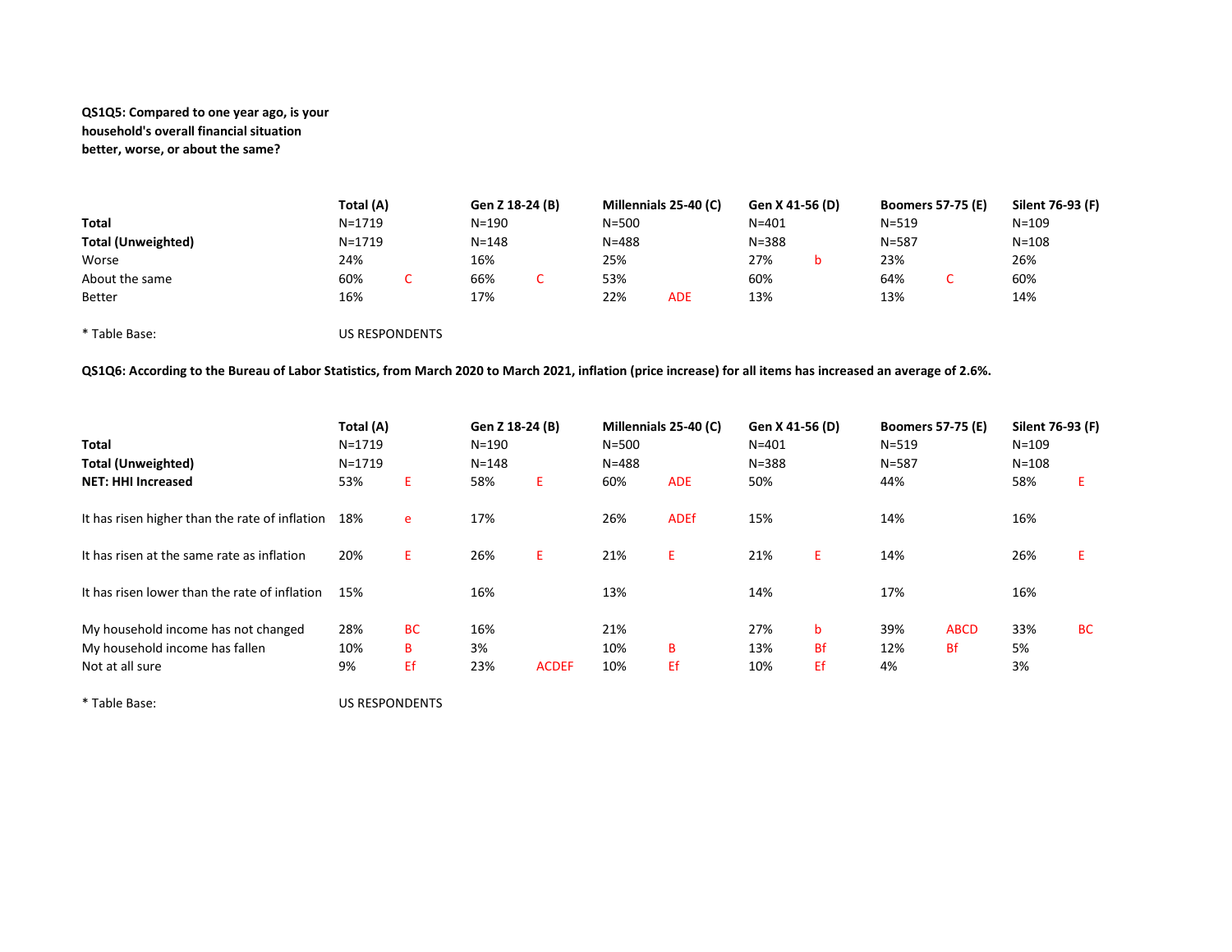**QS1Q5: Compared to one year ago, is your household's overall financial situation better, worse, or about the same?**

| | Total (A) | | Gen Z 18-24 (B) | | Millennials 25-40 (C) | | Gen X 41-56 (D) | | Boomers 57-75 (E) | | Silent 76-93 (F) | |
|---|---|---|---|---|---|---|---|---|---|---|---|---|
| **Total** | N=1719 | | N=190 | | N=500 | | N=401 | | N=519 | | N=109 | |
| **Total (Unweighted)** | N=1719 | | N=148 | | N=488 | | N=388 | | N=587 | | N=108 | |
| Worse | 24% | | 16% | | 25% | | 27% | b | 23% | | 26% | |
| About the same | 60% | C | 66% | C | 53% | | 60% | | 64% | C | 60% | |
| Better | 16% | | 17% | | 22% | ADE | 13% | | 13% | | 14% | |

* Table Base: US RESPONDENTS

**QS1Q6: According to the Bureau of Labor Statistics, from March 2020 to March 2021, inflation (price increase) for all items has increased an average of 2.6%.**

| | Total (A) | | Gen Z 18-24 (B) | | Millennials 25-40 (C) | | Gen X 41-56 (D) | | Boomers 57-75 (E) | | Silent 76-93 (F) | |
|---|---|---|---|---|---|---|---|---|---|---|---|---|
| **Total** | N=1719 | | N=190 | | N=500 | | N=401 | | N=519 | | N=109 | |
| **Total (Unweighted)** | N=1719 | | N=148 | | N=488 | | N=388 | | N=587 | | N=108 | |
| **NET: HHI Increased** | 53% | E | 58% | E | 60% | ADE | 50% | | 44% | | 58% | E |
| It has risen higher than the rate of inflation | 18% | e | 17% | | 26% | ADEf | 15% | | 14% | | 16% | |
| It has risen at the same rate as inflation | 20% | E | 26% | E | 21% | E | 21% | E | 14% | | 26% | E |
| It has risen lower than the rate of inflation | 15% | | 16% | | 13% | | 14% | | 17% | | 16% | |
| My household income has not changed | 28% | BC | 16% | | 21% | | 27% | b | 39% | ABCD | 33% | BC |
| My household income has fallen | 10% | B | 3% | | 10% | B | 13% | Bf | 12% | Bf | 5% | |
| Not at all sure | 9% | Ef | 23% | ACDEF | 10% | Ef | 10% | Ef | 4% | | 3% | |

* Table Base: US RESPONDENTS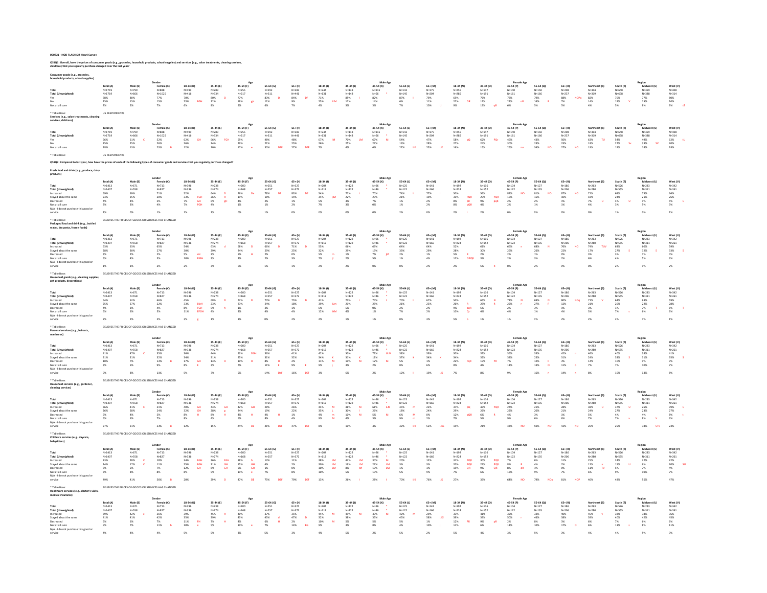050721 - HOD FLASH (24 Hour) Survey

QS1Q1: Overall, have the prices of consumer goods (e.g., groceries, household products, school supplies) and services (e.g., salon treatments, cleaning services, childcare) that you regularly purchase changed over the last year?

**Consumer goods (e.g., groceries, household products, school supplies)**

| | Total (A) | Gender: Male (B) | Female (C) | Age: 18-34 (D) | 35-44 (E) | 45-54 (F) | 55-64 (G) | 65+ (H) | Male Age: 18-34 (I) | 35-44 (J) | 45-54 (K) | 55-64 (L) | 65+ (M) | Female Age: 18-34 (N) | 35-44 (O) | 45-54 (P) | 55-64 (Q) | 65+ (R) | Region: Northeast (S) | South (T) | Midwest (U) | West (V) |
|---|---|---|---|---|---|---|---|---|---|---|---|---|---|---|---|---|---|---|---|---|---|---|
| Total | N=1719 | N=799 | N=888 | N=499 | N=289 | N=255 | N=292 | N=383 | N=244 | N=143 | N=115 | N=142 | N=175 | N=256 | N=147 | N=140 | N=150 | N=208 | N=304 | N=648 | N=359 | N=408 |
| Total (Unweighted) | N=1719 | N=666 | N=1025 | N=416 | N=334 | N=217 | N=311 | N=441 | N=131 | N=143 | N=56 * | N=145 | N=204 | N=285 | N=191 | N=161 | N=166 | N=237 | N=319 | N=698 | N=388 | N=314 |
| Yes | 78% | 80% | 77% | 70% | 80% D | 77% | 83% D | 84% DF | 71% | 85% I | 82% | 87% I | 79% | 69% | 76% | 73% | 79% | 88% NOPq | 82% | 76% | 77% | 80% |
| No | 15% | 15% | 15% | 23% EGH | 12% | 18% gH | 11% | 9% | 25% JLM | 12% | 14% | 6% | 11% | 22% OR | 12% | 21% oR | 16% R | 7% | 14% | 19% V | 15% | 10% |
| Not at all sure | 7% | 5% | 7% | 6% | 8% | 5% | 6% | 7% | 4% | 3% | 3% | 7% | 10% II | 9% | 13% gR | 6% | 5% | 5% | 4% | 5% | 8% | 9% sT |

* Table Base: US RESPONDENTS

**Services (e.g., salon treatments, cleaning services, childcare)**

| | Total (A) | Gender: Male (B) | Female (C) | Age: 18-34 (D) | 35-44 (E) | 45-54 (F) | 55-64 (G) | 65+ (H) | Male Age: 18-34 (I) | 35-44 (J) | 45-54 (K) | 55-64 (L) | 65+ (M) | Female Age: 18-34 (N) | 35-44 (O) | 45-54 (P) | 55-64 (Q) | 65+ (R) | Region: Northeast (S) | South (T) | Midwest (U) | West (V) |
|---|---|---|---|---|---|---|---|---|---|---|---|---|---|---|---|---|---|---|---|---|---|---|
| Total | N=1719 | N=799 | N=888 | N=499 | N=289 | N=255 | N=292 | N=383 | N=244 | N=143 | N=115 | N=142 | N=175 | N=256 | N=147 | N=140 | N=150 | N=208 | N=304 | N=648 | N=359 | N=408 |
| Total (Unweighted) | N=1719 | N=666 | N=1025 | N=416 | N=334 | N=217 | N=311 | N=441 | N=131 | N=143 | N=56 * | N=145 | N=204 | N=285 | N=191 | N=161 | N=166 | N=237 | N=319 | N=698 | N=388 | N=314 |
| Yes | 56% | 61% C | 52% | 62% GH | 66% FGH | 55% | 48% | 48% | 67% lM | 70% LM | 67% M | 54% | 47% | 58% pQ | 62% PQr | 45% | 43% | 50% | 63% TU | 54% | 49% | 62% tU |
| No | 25% | 25% | 26% | 26% | 24% | 29% | 21% | 25% | 26% | 25% | 27% | 19% | 28% | 27% | 24% | 30% | 23% | 23% | 18% | 27% | 33% SV | 20% |
| Not at all sure | 18% | 13% | 23% B | 12% | 10% | 17% e | 30% DEF | 27% DEF | 7% | 4% | 6% | 27% IJK | 25% IJK | 16% | 15% | 25% no | 34% NO | 27% NO | 19% | 19% | 18% | 18% |

* Table Base: US RESPONDENTS

QS1Q2: Compared to last year, how have the prices of each of the following types of consumer goods and services that you regularly purchase changed?

**Fresh food and drink (e.g., produce, dairy products)**

| | Total (A) | Gender: Male (B) | Female (C) | Age: 18-34 (D) | 35-44 (E) | 45-54 (F) | 55-64 (G) | 65+ (H) | Male Age: 18-34 (I) | 35-44 (J) | 45-54 (K) | 55-64 (L) | 65+ (M) | Female Age: 18-34 (N) | 35-44 (O) | 45-54 (P) | 55-64 (Q) | 65+ (R) | Region: Northeast (S) | South (T) | Midwest (U) | West (V) |
|---|---|---|---|---|---|---|---|---|---|---|---|---|---|---|---|---|---|---|---|---|---|---|
| Total | N=1413 | N=671 | N=713 | N=396 | N=238 | N=200 | N=251 | N=327 | N=204 | N=122 | N=96 * | N=125 | N=141 | N=192 | N=116 | N=104 | N=127 | N=186 | N=263 | N=526 | N=283 | N=342 |
| Total (Unweighted) | N=1407 | N=558 | N=827 | N=336 | N=274 | N=168 | N=257 | N=372 | N=112 | N=122 | N=46 * | N=122 | N=166 | N=224 | N=152 | N=122 | N=135 | N=206 | N=280 | N=555 | N=311 | N=261 |
| Increased | 69% | 69% | 71% | 52% | 64% D | 76% De | 78% DE | 83% DE | 54% | 72% I | 70% | 74% I | 77% I | 50% | 56% | 81% NO | 81% NO | 87% NO | 71% | 68% | 73% | 66% |
| Stayed about the same | 23% | 25% | 20% | 33% FGh | 26% H | 19% | 18% | 14% | 34% JM | 22% | 23% | 21% | 19% | 31% PQR | 29% PQR | 15% | 15% | 10% | 18% | 24% | 21% | 26% |
| Decreased | 4% | 4% | 5% | 7% GH | 6% gH | 4% | 2% | 1% | 5% | 3% | 7% | 1% | 2% | 8% pR | 9% pqR | 2% | 2% | 1% | 7% U | 4% U | 1% | 5% U |
| Not at all sure | 3% | 3% | 4% | 7% FGH | 4% | 1% | 1% | 2% | 7% | 3% | 0% | 2% | 1% | 8% pQR | 4% | 2% | 1% | 1% | 4% | 3% | 5% | 3% |
| N/A - I do not purchase this good or service | 1% | 0% | 1% | 1% | 1% | 0% | 1% | 0% | 0% | 0% | 0% | 2% | 0% | 2% r | 2% | 0% | 0% | 0% | 0% | 1% | 0% | 1% |

* Table Base: BELIEVES THE PRICES OF GOODS OR SERVICES HAS CHANGED

**Packaged food and drink (e.g., bottled water, dry pasta, frozen foods)**

| | Total (A) | Gender: Male (B) | Female (C) | Age: 18-34 (D) | 35-44 (E) | 45-54 (F) | 55-64 (G) | 65+ (H) | Male Age: 18-34 (I) | 35-44 (J) | 45-54 (K) | 55-64 (L) | 65+ (M) | Female Age: 18-34 (N) | 35-44 (O) | 45-54 (P) | 55-64 (Q) | 65+ (R) | Region: Northeast (S) | South (T) | Midwest (U) | West (V) |
|---|---|---|---|---|---|---|---|---|---|---|---|---|---|---|---|---|---|---|---|---|---|---|
| Total | N=1413 | N=671 | N=713 | N=396 | N=238 | N=200 | N=251 | N=327 | N=204 | N=122 | N=96 * | N=125 | N=141 | N=192 | N=116 | N=104 | N=127 | N=186 | N=263 | N=526 | N=283 | N=342 |
| Total (Unweighted) | N=1407 | N=558 | N=827 | N=336 | N=274 | N=168 | N=257 | N=372 | N=112 | N=122 | N=46 * | N=122 | N=166 | N=224 | N=152 | N=122 | N=135 | N=206 | N=280 | N=555 | N=311 | N=261 |
| Increased | 63% | 63% | 65% | 54% | 63% d | 68% D | 66% D | 71% D | 55% | 66% | 69% | 64% | 64% | 52% | 61% | 66% n | 68% N | 76% NO | 74% TUV | 63% | 60% | 59% |
| Stayed about the same | 28% | 30% | 27% | 30% | 29% | 24% | 29% | 25% | 32% | 29% | 19% | 33% | 29% | 28% | 30% | 29% | 26% | 22% | 17% | 27% S | 32% S | 33% S |
| Decreased | 3% | 2% | 2% | 5% eH | 2% | 5% H | 2% | 0% | 5% m | 1% | 7% JM | 2% | 1% | 5% R | 2% | 2% | 1% | 0% | 3% | 3% | 1% | 4% |
| Not at all sure | 5% | 4% | 5% | 10% EFGH | 3% | 3% | 2% | 3% | 7% jl | 2% | 5% | 1% | 4% | 12% OPQR | 3% | 2% | 3% | 2% | 6% | 4% | 5% | 3% |
| N/A - I do not purchase this good or service | 1% | 1% | 2% | 2% | 3% | 0% | 1% | 1% | 2% | 2% | 0% | 0% | 2% | 2% | 5% R | 0% | 2% | 0% | 0% | 2% | 1% | 2% |

* Table Base: BELIEVES THE PRICES OF GOODS OR SERVICES HAS CHANGED

**Household goods (e.g., cleaning supplies, pet products, decorations)**

| | Total (A) | Gender: Male (B) | Female (C) | Age: 18-34 (D) | 35-44 (E) | 45-54 (F) | 55-64 (G) | 65+ (H) | Male Age: 18-34 (I) | 35-44 (J) | 45-54 (K) | 55-64 (L) | 65+ (M) | Female Age: 18-34 (N) | 35-44 (O) | 45-54 (P) | 55-64 (Q) | 65+ (R) | Region: Northeast (S) | South (T) | Midwest (U) | West (V) |
|---|---|---|---|---|---|---|---|---|---|---|---|---|---|---|---|---|---|---|---|---|---|---|
| Total | N=1413 | N=671 | N=713 | N=396 | N=238 | N=200 | N=251 | N=327 | N=204 | N=122 | N=96 * | N=125 | N=141 | N=192 | N=116 | N=104 | N=127 | N=186 | N=263 | N=526 | N=283 | N=342 |
| Total (Unweighted) | N=1407 | N=558 | N=827 | N=336 | N=274 | N=168 | N=257 | N=372 | N=112 | N=122 | N=46 * | N=122 | N=166 | N=224 | N=152 | N=122 | N=135 | N=206 | N=280 | N=555 | N=311 | N=261 |
| Increased | 64% | 62% | 66% | 45% | 68% D | 72% D | 70% D | 75% D | 41% | 70% I | 74% I | 70% I | 67% I | 50% | 65% N | 71% N | 69% N | 80% NOq | 71% V | 64% | 63% | 59% |
| Stayed about the same | 25% | 27% | 22% | 33% EfgH | 23% | 23% | 24% | 18% | 39% JLm | 21% | 25% | 21% | 25% | 26% R | 25% R | 22% r | 27% R | 12% | 21% | 26% | 22% | 28% |
| Decreased | 4% | 3% | 4% | 8% EGH | 5% h | 1% | 2% | 1% | 6% | 5% | 0% | 2% | 2% | 9% pqR | 5% | 2% | 3% | 1% | 3% | 1% | 7% T | 6% T |
| Not at all sure | 6% | 6% | 5% | 11% EFGH | 4% | 3% | 4% | 4% | 12% JkM | 4% | 1% | 7% | 2% | 10% Or | 1% | 4% | 1% | 4% | 3% | 7% s | 6% | 6% |
| N/A - I do not purchase this good or service | 2% | 2% | 2% | 3% g | 1% | 1% | 0% | 2% | 2% | 1% | 1% | 0% | 3% | 5% o | 1% | 1% | 1% | 2% | 2% | 2% | 1% | 1% |

* Table Base: BELIEVES THE PRICES OF GOODS OR SERVICES HAS CHANGED

**Personal services (e.g., haircuts, manicures)**

| | Total (A) | Gender: Male (B) | Female (C) | Age: 18-34 (D) | 35-44 (E) | 45-54 (F) | 55-64 (G) | 65+ (H) | Male Age: 18-34 (I) | 35-44 (J) | 45-54 (K) | 55-64 (L) | 65+ (M) | Female Age: 18-34 (N) | 35-44 (O) | 45-54 (P) | 55-64 (Q) | 65+ (R) | Region: Northeast (S) | South (T) | Midwest (U) | West (V) |
|---|---|---|---|---|---|---|---|---|---|---|---|---|---|---|---|---|---|---|---|---|---|---|
| Total | N=1413 | N=671 | N=713 | N=396 | N=238 | N=200 | N=251 | N=327 | N=204 | N=122 | N=96 * | N=125 | N=141 | N=192 | N=116 | N=104 | N=127 | N=186 | N=263 | N=526 | N=283 | N=342 |
| Total (Unweighted) | N=1407 | N=558 | N=827 | N=336 | N=274 | N=168 | N=257 | N=372 | N=112 | N=122 | N=46 * | N=122 | N=166 | N=224 | N=152 | N=122 | N=135 | N=206 | N=280 | N=555 | N=311 | N=261 |
| Increased | 41% | 47% C | 35% | 36% | 44% | 53% DGH | 36% | 41% | 42% | 50% | 72% IJLM | 38% | 39% | 30% | 37% | 36% | 35% | 42% n | 46% | 40% | 38% | 41% |
| Stayed about the same | 31% | 31% | 32% | 34% | 31% | 25% | 31% | 32% | 34% K | 31% K | 11% | 37% K | 34% K | 34% | 32% | 38% | 25% | 31% | 24% | 33% S | 31% | 35% S |
| Decreased | 10% | 7% | 13% B | 17% GH | 14% H | 10% H | 8% H | 2% | 11% M | 10% M | 12% M | 5% | 1% | 22% PqR | 19% PR | 7% | 12% R | 3% | 14% | 10% | 9% | 9% |
| Not at all sure | 8% | 6% | 9% | 8% E | 3% | 7% | 11% E | 9% E | 9% j | 3% | 2% | 8% | 6% | 8% | 4% | 11% | 13% O | 11% o | 7% | 7% | 10% | 7% |
| N/A - I do not purchase this good or service | 9% | 8% | 11% | 5% | 7% | 5% | 14% DeF | 16% DEF | 3% | 6% | 2% | 12% I | 19% IJK | 7% | 8% | 9% | 16% n | 14% n | 8% | 10% | 13% | 8% |

* Table Base: BELIEVES THE PRICES OF GOODS OR SERVICES HAS CHANGED

**Household services (e.g., gardener, cleaning services)**

| | Total (A) | Gender: Male (B) | Female (C) | Age: 18-34 (D) | 35-44 (E) | 45-54 (F) | 55-64 (G) | 65+ (H) | Male Age: 18-34 (I) | 35-44 (J) | 45-54 (K) | 55-64 (L) | 65+ (M) | Female Age: 18-34 (N) | 35-44 (O) | 45-54 (P) | 55-64 (Q) | 65+ (R) | Region: Northeast (S) | South (T) | Midwest (U) | West (V) |
|---|---|---|---|---|---|---|---|---|---|---|---|---|---|---|---|---|---|---|---|---|---|---|
| Total | N=1413 | N=671 | N=713 | N=396 | N=238 | N=200 | N=251 | N=327 | N=204 | N=122 | N=96 * | N=125 | N=141 | N=192 | N=116 | N=104 | N=127 | N=186 | N=263 | N=526 | N=283 | N=342 |
| Total (Unweighted) | N=1407 | N=558 | N=827 | N=336 | N=274 | N=168 | N=257 | N=372 | N=112 | N=122 | N=46 * | N=122 | N=166 | N=224 | N=152 | N=122 | N=135 | N=206 | N=280 | N=555 | N=311 | N=261 |
| Increased | 36% | 41% C | 31% | 40% GH | 44% GH | 42% GH | 28% | 26% | 44% M | 46% M | 61% ILM | 35% m | 22% | 37% pQ | 43% PQR | 24% | 21% | 28% | 38% U | 37% U | 26% | 39% U |
| Stayed about the same | 26% | 28% | 24% | 32% GH | 28% g | 24% | 19% | 22% | 35% L | 30% l | 26% | 18% | 24% | 29% | 26% | 22% | 20% | 21% | 24% | 27% | 23% | 27% |
| Decreased | 5% | 4% | 5% | 8% H | 8% H | 4% H | 4% H | 1% | 4% m | 10% M | 5% M | 6% M | 0% | 12% pQR | 6% R | 4% | 3% | 1% | 5% | 4% | 4% | 8% t |
| Not at all sure | 6% | 6% | 7% | 8% | 4% | 6% | 8% | 6% | 9% M | 4% | 3% | 9% m | 2% | 7% | 5% | 9% | 6% | 6% | 7% | 7% v | 8% V | 3% |
| N/A - I do not purchase this good or service | 27% | 21% | 33% B | 12% | 15% | 24% De | 41% DEF | 47% DEF | 8% | 10% | 4% | 32% IJK | 52% IJKL | 15% | 21% | 42% NO | 50% NO | 43% NO | 26% | 25% | 38% STV | 24% |

* Table Base: BELIEVES THE PRICES OF GOODS OR SERVICES HAS CHANGED

**Childcare services (e.g., daycare, babysitters)**

| | Total (A) | Gender: Male (B) | Female (C) | Age: 18-34 (D) | 35-44 (E) | 45-54 (F) | 55-64 (G) | 65+ (H) | Male Age: 18-34 (I) | 35-44 (J) | 45-54 (K) | 55-64 (L) | 65+ (M) | Female Age: 18-34 (N) | 35-44 (O) | 45-54 (P) | 55-64 (Q) | 65+ (R) | Region: Northeast (S) | South (T) | Midwest (U) | West (V) |
|---|---|---|---|---|---|---|---|---|---|---|---|---|---|---|---|---|---|---|---|---|---|---|
| Total | N=1413 | N=671 | N=713 | N=396 | N=238 | N=200 | N=251 | N=327 | N=204 | N=122 | N=96 * | N=125 | N=141 | N=192 | N=116 | N=104 | N=127 | N=186 | N=263 | N=526 | N=283 | N=342 |
| Total (Unweighted) | N=1407 | N=558 | N=827 | N=336 | N=274 | N=168 | N=257 | N=372 | N=112 | N=122 | N=46 * | N=122 | N=166 | N=224 | N=152 | N=122 | N=135 | N=206 | N=280 | N=555 | N=311 | N=261 |
| Increased | 23% | 28% C | 18% | 34% FGH | 36% FGH | 18% h | 13% | 11% | 38% LM | 42% LM | 30% M | 20% | 12% | 31% PQR | 30% PQR | 7% | 6% | 11% | 25% | 24% | 22% | 22% |
| Stayed about the same | 14% | 17% C | 11% | 25% FGH | 21% GH | 15% GH | 4% | 2% | 30% LM | 19% LM | 22% LM | 3% | 2% | 20% PQR | 22% PQR | 8% R | 4% | 2% | 12% u | 15% U | 6% | 20% SU |
| Decreased | 6% | 5% | 7% | 12% GH | 8% GH | 9% GH | 1% | 0% | 10% LM | 8% lM | 10% LM | 1% | 1% | 15% QR | 9% QR | 8% qR | 1% | 0% | 11% TV | 5% | 7% | 4% |
| Not at all sure | 8% | 8% | 8% | 8% | 5% | 11% e | 7% | 8% | 10% | 5% | 10% | 5% | 9% | 7% | 6% | 13% | 9% | 7% | 6% | 9% | 10% | 7% |
| N/A - I do not purchase this good or service | 49% | 41% | 56% B | 20% | 29% D | 47% DE | 75% DEF | 79% DEF | 13% | 26% I | 28% | 70% IJK | 76% IJK | 27% | 33% | 64% NO | 79% NOp | 81% NOP | 46% | 48% | 55% | 47% |

* Table Base: BELIEVES THE PRICES OF GOODS OR SERVICES HAS CHANGED

**Healthcare services (e.g., doctor's visits, medical insurance)**

| | Total (A) | Gender: Male (B) | Female (C) | Age: 18-34 (D) | 35-44 (E) | 45-54 (F) | 55-64 (G) | 65+ (H) | Male Age: 18-34 (I) | 35-44 (J) | 45-54 (K) | 55-64 (L) | 65+ (M) | Female Age: 18-34 (N) | 35-44 (O) | 45-54 (P) | 55-64 (Q) | 65+ (R) | Region: Northeast (S) | South (T) | Midwest (U) | West (V) |
|---|---|---|---|---|---|---|---|---|---|---|---|---|---|---|---|---|---|---|---|---|---|---|
| Total | N=1413 | N=671 | N=713 | N=396 | N=238 | N=200 | N=251 | N=327 | N=204 | N=122 | N=96 * | N=125 | N=141 | N=192 | N=116 | N=104 | N=127 | N=186 | N=263 | N=526 | N=283 | N=342 |
| Total (Unweighted) | N=1407 | N=558 | N=827 | N=336 | N=274 | N=168 | N=257 | N=372 | N=112 | N=122 | N=46 * | N=122 | N=166 | N=224 | N=152 | N=122 | N=135 | N=206 | N=280 | N=555 | N=311 | N=261 |
| Increased | 39% | 42% c | 36% | 39% | 45% H | 40% | 37% | 35% | 44% | 49% M | 49% M | 37% | 29% | 33% | 41% | 32% | 37% | 40% | 45% v | 38% | 38% | 36% |
| Stayed about the same | 41% | 41% | 42% | 35% | 39% | 43% | 45% d | 47% D | 32% | 38% | 35% | 45% | 58% IJK | 39% | 39% | 50% r | 46% | 38% | 39% | 40% | 42% | 45% |
| Decreased | 6% | 6% | 7% | 11% FH | 7% H | 2% | 6% H | 1% | 10% | 7% | 4% | 7% | 1% | 12% PR | 9% pR | 1% | 5% | 1% | 8% | 7% | 6% | 6% |
| Not at all sure | 9% | 7% | 11% b | 10% | 5% | 10% e | 7% | 14% EG | 9% | 3% | 8% | 4% | 10% j | 11% | 6% | 11% | 10% | 17% O | 6% | 11% s | 8% | 11% |
| N/A - I do not purchase this good or service | 4% | 4% | 4% | 5% | 5% | 3% | 5% | 3% | 4% | 5% | 2% | 5% | 2% | 5% | 4% | 3% | 3% | 4% | 4% | 4% | 5% | 3% |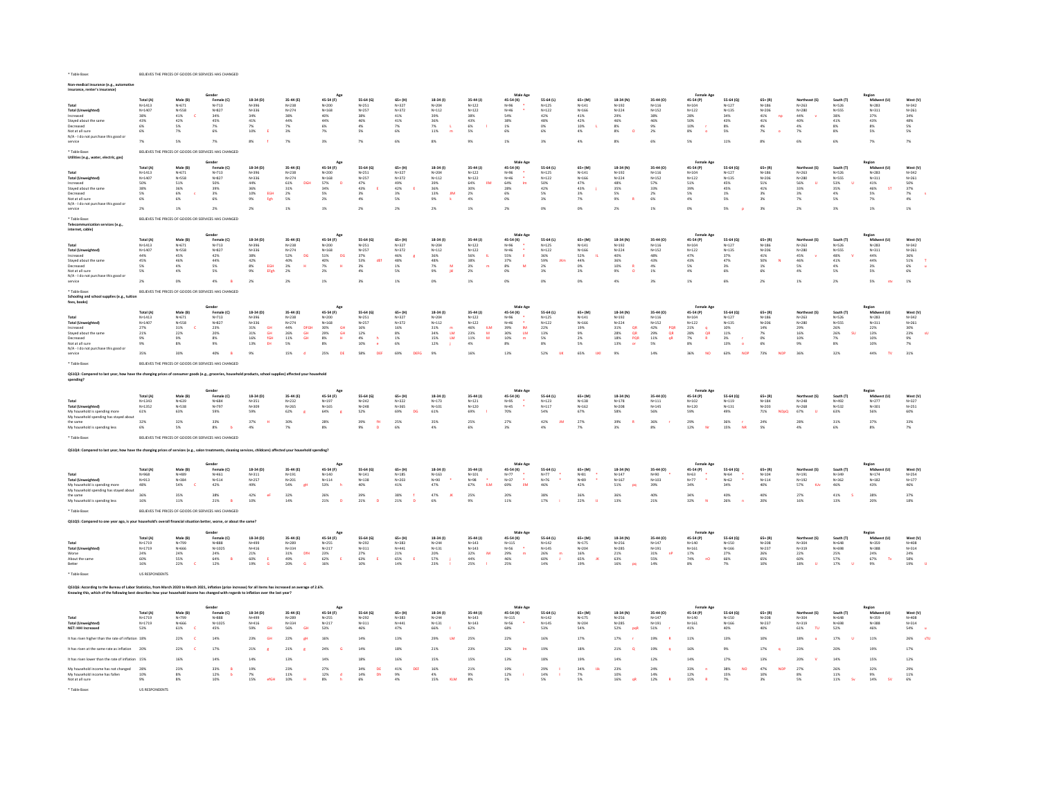* Table Base: BELIEVES THE PRICES OF GOODS OR SERVICES HAS CHANGED

**Non-medical insurance (e.g., automotive insurance, renter's insurance)**

| | | Gender | | Age | | | | | Male Age | | | | | Female Age | | | | | Region | | | |
|---|---|---|---|---|---|---|---|---|---|---|---|---|---|---|---|---|---|---|---|---|---|---|
| | Total (A) | Male (B) | Female (C) | 18-34 (D) | 35-44 (E) | 45-54 (F) | 55-64 (G) | 65+ (H) | 18-34 (I) | 35-44 (J) | 45-54 (K) | 55-64 (L) | 65+ (M) | 18-34 (N) | 35-44 (O) | 45-54 (P) | 55-64 (Q) | 65+ (R) | Northeast (S) | South (T) | Midwest (U) | West (V) |
| Total | N=1413 | N=671 | N=713 | N=396 | N=238 | N=200 | N=251 | N=327 | N=204 | N=122 | N=96 * | N=125 | N=141 | N=192 | N=116 | N=104 | N=127 | N=186 | N=263 | N=526 | N=283 | N=342 |
| Total (Unweighted) | N=1407 | N=558 | N=827 | N=336 | N=274 | N=168 | N=257 | N=372 | N=112 | N=122 | N=46 * | N=122 | N=166 | N=224 | N=152 | N=122 | N=135 | N=206 | N=280 | N=555 | N=311 | N=261 |
| Increased | 38% | 41% C | 34% | 34% | 38% | 40% | 38% | 41% | 39% | 38% | 54% | 42% | 41% | 29% | 38% | 28% | 34% | 41% np | 44% v | 38% | 37% | 34% |
| Stayed about the same | 43% | 42% | 45% | 41% | 44% | 44% | 46% | 41% | 36% | 43% | 38% | 48% | 42% | 46% | 46% | 50% | 43% | 41% | 40% | 41% | 43% | 48% |
| Decreased | 6% | 5% | 7% | 7% | 7% | 6% | 4% | 7% | 7% L | 6% l | 1% | 0% | 10% L | 8% | 9% | 10% r | 8% | 4% | 4% | 8% | 5% | 5% |
| Not at all sure | 6% | 7% | 6% | 10% E | 3% | 7% | 5% | 6% | 11% m | 5% | 6% | 6% | 4% | 8% O | 2% | 8% o | 5% | 7% o | 7% | 8% | 5% | 5% |
| N/A - I do not purchase this good or service | 7% | 5% | 7% | 8% f | 7% | 3% | 7% | 6% | 8% | 9% | 1% | 3% | 4% | 8% | 6% | 5% | 11% | 8% | 6% | 6% | 7% | 7% |

* Table Base: BELIEVES THE PRICES OF GOODS OR SERVICES HAS CHANGED

**Utilities (e.g., water, electric, gas)**

| | | Gender | | Age | | | | | Male Age | | | | | Female Age | | | | | Region | | | |
|---|---|---|---|---|---|---|---|---|---|---|---|---|---|---|---|---|---|---|---|---|---|---|
| | Total (A) | Male (B) | Female (C) | 18-34 (D) | 35-44 (E) | 45-54 (F) | 55-64 (G) | 65+ (H) | 18-34 (I) | 35-44 (J) | 45-54 (K) | 55-64 (L) | 65+ (M) | 18-34 (N) | 35-44 (O) | 45-54 (P) | 55-64 (Q) | 65+ (R) | Northeast (S) | South (T) | Midwest (U) | West (V) |
| Total | N=1413 | N=671 | N=713 | N=396 | N=238 | N=200 | N=251 | N=327 | N=204 | N=122 | N=96 * | N=125 | N=141 | N=192 | N=116 | N=104 | N=127 | N=186 | N=263 | N=526 | N=283 | N=342 |
| Total (Unweighted) | N=1407 | N=558 | N=827 | N=336 | N=274 | N=168 | N=257 | N=372 | N=112 | N=122 | N=46 * | N=122 | N=166 | N=224 | N=152 | N=122 | N=135 | N=206 | N=280 | N=555 | N=311 | N=261 |
| Increased | 50% | 51% | 50% | 44% | 61% DGH | 57% D | 47% | 49% | 39% | 64% IM | 64% Im | 50% | 47% | 48% | 57% | 51% | 45% | 50% | 56% U | 53% U | 41% | 50% |
| Stayed about the same | 38% | 36% | 39% | 36% | 31% | 34% | 43% E | 42% E | 36% | 30% | 28% | 42% | 43% j | 35% | 33% | 39% | 45% | 41% | 33% | 35% | 46% ST | 37% |
| Decreased | 5% | 6% c | 3% | 10% EGH | 2% | 5% | 3% | 3% | 13% JM | 2% | 6% | 5% | 3% | 8% | 2% | 5% | 1% | 3% | 3% | 4% | 5% | 7% s |
| Not at all sure | 6% | 6% | 6% | 9% Egh | 5% | 2% | 4% | 5% | 9% k | 4% | 0% | 3% | 7% | 9% R | 6% | 4% | 5% | 3% | 7% | 5% | 7% | 4% |
| N/A - I do not purchase this good or service | 2% | 1% | 2% | 2% | 1% | 1% | 2% | 2% | 2% | 1% | 2% | 0% | 0% | 2% | 1% | 0% | 5% p | 3% | 2% | 3% | 1% | 1% |

* Table Base: BELIEVES THE PRICES OF GOODS OR SERVICES HAS CHANGED

**Telecommunication services (e.g., internet, cable)**

| | | Gender | | Age | | | | | Male Age | | | | | Female Age | | | | | Region | | | |
|---|---|---|---|---|---|---|---|---|---|---|---|---|---|---|---|---|---|---|---|---|---|---|
| | Total (A) | Male (B) | Female (C) | 18-34 (D) | 35-44 (E) | 45-54 (F) | 55-64 (G) | 65+ (H) | 18-34 (I) | 35-44 (J) | 45-54 (K) | 55-64 (L) | 65+ (M) | 18-34 (N) | 35-44 (O) | 45-54 (P) | 55-64 (Q) | 65+ (R) | Northeast (S) | South (T) | Midwest (U) | West (V) |
| Total | N=1413 | N=671 | N=713 | N=396 | N=238 | N=200 | N=251 | N=327 | N=204 | N=122 | N=96 * | N=125 | N=141 | N=192 | N=116 | N=104 | N=127 | N=186 | N=263 | N=526 | N=283 | N=342 |
| Total (Unweighted) | N=1407 | N=558 | N=827 | N=336 | N=274 | N=168 | N=257 | N=372 | N=112 | N=122 | N=46 * | N=122 | N=166 | N=224 | N=152 | N=122 | N=135 | N=206 | N=280 | N=555 | N=311 | N=261 |
| Increased | 44% | 45% | 42% | 38% | 52% DG | 51% DG | 37% | 46% g | 36% | 56% IL | 55% I | 36% | 52% IL | 40% | 48% | 47% | 37% | 41% | 45% v | 48% V | 44% | 36% |
| Stayed about the same | 45% | 46% | 44% | 42% | 40% | 40% | 53% dEF | 48% | 48% | 38% | 37% | 59% JKm | 44% | 36% | 43% | 43% | 47% | 50% N | 46% | 41% | 44% | 51% T |
| Decreased | 5% | 4% | 5% | 8% EGH | 3% | 7% H | 3% | 1% | 7% M | 3% m | 8% M | 2% | 0% | 10% R | 4% | 5% | 3% | 1% | 5% | 4% | 3% | 6% u |
| Not at all sure | 5% | 4% | 5% | 9% EFgh | 2% | 2% | 4% | 5% | 9% jkl | 2% | 0% | 3% | 3% | 9% O | 1% | 4% | 6% | 6% | 4% | 5% | 5% | 6% |
| N/A - I do not purchase this good or service | 2% | 0% | 4% B | 2% | 2% | 1% | 3% | 1% | 0% | 1% | 0% | 0% | 0% | 4% | 3% | 1% | 6% | 2% | 1% | 2% | 5% stv | 1% |

* Table Base: BELIEVES THE PRICES OF GOODS OR SERVICES HAS CHANGED

**Schooling and school supplies (e.g., tuition fees, books)**

| | | Gender | | Age | | | | | Male Age | | | | | Female Age | | | | | Region | | | |
|---|---|---|---|---|---|---|---|---|---|---|---|---|---|---|---|---|---|---|---|---|---|---|
| | Total (A) | Male (B) | Female (C) | 18-34 (D) | 35-44 (E) | 45-54 (F) | 55-64 (G) | 65+ (H) | 18-34 (I) | 35-44 (J) | 45-54 (K) | 55-64 (L) | 65+ (M) | 18-34 (N) | 35-44 (O) | 45-54 (P) | 55-64 (Q) | 65+ (R) | Northeast (S) | South (T) | Midwest (U) | West (V) |
| Total | N=1413 | N=671 | N=713 | N=396 | N=238 | N=200 | N=251 | N=327 | N=204 | N=122 | N=96 * | N=125 | N=141 | N=192 | N=116 | N=104 | N=127 | N=186 | N=263 | N=526 | N=283 | N=342 |
| Total (Unweighted) | N=1407 | N=558 | N=827 | N=336 | N=274 | N=168 | N=257 | N=372 | N=112 | N=122 | N=46 * | N=122 | N=166 | N=224 | N=152 | N=122 | N=135 | N=206 | N=280 | N=555 | N=311 | N=261 |
| Increased | 27% | 31% C | 23% | 31% GH | 44% DFGH | 30% GH | 16% | 16% | 31% m | 46% KLM | 39% lM | 22% | 19% | 31% QR | 42% PQR | 21% q | 10% | 14% | 29% | 26% | 22% | 30% |
| Stayed about the same | 21% | 22% | 20% | 31% GH | 26% GH | 29% GH | 12% | 8% | 34% LM | 23% lM | 30% LM | 13% | 9% | 28% QR | 29% QR | 28% QR | 11% | 7% | 16% | 26% SU | 13% | 23% sU |
| Decreased | 9% | 9% | 8% | 16% fGH | 11% GH | 8% H | 4% h | 1% | 15% LM | 11% M | 10% m | 5% | 2% | 18% PQR | 11% qR | 7% R | 3% r | 0% | 10% | 7% | 10% | 9% |
| Not at all sure | 9% | 8% | 9% | 13% EH | 5% | 8% | 10% e | 6% | 12% j | 4% | 8% | 8% | 5% | 13% or | 5% | 8% | 13% o | 6% | 9% | 8% | 10% | 7% |
| N/A - I do not purchase this good or service | 35% | 30% | 40% B | 9% | 15% d | 25% DE | 58% DEF | 69% DEFG | 9% | 16% | 13% | 52% IJK | 65% IJKL | 9% | 14% | 36% NO | 63% NOP | 73% NOP | 36% | 32% | 44% TV | 31% |

* Table Base: BELIEVES THE PRICES OF GOODS OR SERVICES HAS CHANGED

**QS1Q3: Compared to last year, how have the changing prices of consumer goods (e.g., groceries, household products, school supplies) affected your household spending?**

| | | Gender | | Age | | | | | Male Age | | | | | Female Age | | | | | Region | | | |
|---|---|---|---|---|---|---|---|---|---|---|---|---|---|---|---|---|---|---|---|---|---|---|
| | Total (A) | Male (B) | Female (C) | 18-34 (D) | 35-44 (E) | 45-54 (F) | 55-64 (G) | 65+ (H) | 18-34 (I) | 35-44 (J) | 45-54 (K) | 55-64 (L) | 65+ (M) | 18-34 (N) | 35-44 (O) | 45-54 (P) | 55-64 (Q) | 65+ (R) | Northeast (S) | South (T) | Midwest (U) | West (V) |
| Total | N=1343 | N=639 | N=684 | N=351 | N=232 | N=197 | N=243 | N=322 | N=163 | N=121 | N=95 * | N=123 | N=138 | N=178 | N=111 | N=102 | N=119 | N=184 | N=248 | N=492 | N=277 | N=327 |
| Total (Unweighted) | N=1352 | N=538 | N=797 | N=309 | N=265 | N=165 | N=248 | N=365 | N=101 | N=120 | N=45 * | N=117 | N=162 | N=208 | N=145 | N=120 | N=131 | N=203 | N=268 | N=532 | N=301 | N=251 |
| My household is spending more | 61% | 63% | 59% | 59% | 62% g | 64% g | 52% | 69% DG | 61% | 69% l | 70% | 54% | 67% | 58% | 56% | 59% | 49% | 71% NOpQ | 67% U | 63% | 56% | 60% |
| My household spending has stayed about the same | 32% | 32% | 33% | 37% H | 30% | 28% | 39% fH | 25% | 35% | 25% | 27% | 42% JM | 27% | 39% R | 36% r | 29% | 36% r | 24% | 28% | 31% | 37% | 33% |
| My household is spending less | 6% | 5% | 8% b | 4% | 7% | 8% | 9% D | 6% | 4% | 6% | 3% | 4% | 7% | 3% | 8% | 12% Nr | 15% NR | 5% | 4% | 6% | 8% | 7% |

* Table Base: BELIEVES THE PRICES OF GOODS OR SERVICES HAS CHANGED

**QS1Q4: Compared to last year, how have the changing prices of services (e.g., salon treatments, cleaning services, childcare) affected your household spending?**

| | | Gender | | Age | | | | | Male Age | | | | | Female Age | | | | | Region | | | |
|---|---|---|---|---|---|---|---|---|---|---|---|---|---|---|---|---|---|---|---|---|---|---|
| | Total (A) | Male (B) | Female (C) | 18-34 (D) | 35-44 (E) | 45-54 (F) | 55-64 (G) | 65+ (H) | 18-34 (I) | 35-44 (J) | 45-54 (K) | 55-64 (L) | 65+ (M) | 18-34 (N) | 35-44 (O) | 45-54 (P) | 55-64 (Q) | 65+ (R) | Northeast (S) | South (T) | Midwest (U) | West (V) |
| Total | N=968 | N=489 | N=461 | N=311 | N=191 | N=140 | N=141 | N=185 | N=163 | N=101 | N=77 * | N=77 * | N=81 * | N=147 | N=90 * | N=63 * | N=64 * | N=104 | N=191 | N=349 | N=174 | N=254 |
| Total (Unweighted) | N=913 | N=384 | N=514 | N=257 | N=201 | N=114 | N=138 | N=203 | N=90 * | N=98 * | N=37 * | N=76 * | N=89 * | N=167 | N=103 | N=77 * | N=62 * | N=114 | N=192 | N=362 | N=182 | N=177 |
| My household is spending more | 48% | 54% C | 42% | 49% | 54% gH | 53% h | 40% | 41% | 47% | 67% ILM | 69% IM | 46% | 42% | 51% pq | 39% | 34% | 34% | 40% | 57% tUv | 46% | 43% | 46% |
| My household spending has stayed about the same | 36% | 35% | 38% | 42% eF | 32% | 26% | 39% | 38% f | 47% JK | 25% | 20% | 38% | 36% | 36% | 40% | 34% | 40% | 40% | 27% | 41% S | 38% | 37% |
| My household is spending less | 16% | 11% | 21% B | 10% | 14% | 21% D | 21% D | 21% D | 6% | 9% | 11% | 17% i | 22% IJ | 13% | 21% | 32% N | 26% n | 20% | 16% | 13% | 20% | 18% |

* Table Base: BELIEVES THE PRICES OF GOODS OR SERVICES HAS CHANGED

**QS1Q5: Compared to one year ago, is your household's overall financial situation better, worse, or about the same?**

| | | Gender | | Age | | | | | Male Age | | | | | Female Age | | | | | Region | | | |
|---|---|---|---|---|---|---|---|---|---|---|---|---|---|---|---|---|---|---|---|---|---|---|
| | Total (A) | Male (B) | Female (C) | 18-34 (D) | 35-44 (E) | 45-54 (F) | 55-64 (G) | 65+ (H) | 18-34 (I) | 35-44 (J) | 45-54 (K) | 55-64 (L) | 65+ (M) | 18-34 (N) | 35-44 (O) | 45-54 (P) | 55-64 (Q) | 65+ (R) | Northeast (S) | South (T) | Midwest (U) | West (V) |
| Total | N=1719 | N=799 | N=888 | N=499 | N=289 | N=255 | N=292 | N=383 | N=244 | N=143 | N=115 | N=142 | N=175 | N=256 | N=147 | N=140 | N=150 | N=208 | N=304 | N=648 | N=359 | N=408 |
| Total (Unweighted) | N=1719 | N=666 | N=1025 | N=416 | N=334 | N=217 | N=311 | N=441 | N=131 | N=143 | N=56 * | N=145 | N=204 | N=285 | N=191 | N=161 | N=166 | N=237 | N=319 | N=698 | N=388 | N=314 |
| Worse | 24% | 24% | 24% | 21% | 31% DfH | 23% | 27% | 21% | 20% | 32% IM | 29% m | 26% m | 16% | 21% | 31% nP | 17% | 27% | 26% | 22% | 25% | 24% | 24% |
| About the same | 60% | 55% | 64% B | 60% | 49% | 62% E | 57% | 65% E | 57% | 44% | 46% | 60% J | 65% JK | 63% | 55% | 74% nO | 66% | 65% | 60% | 57% | 67% Tv | 58% |
| Better | 16% | 22% C | 12% | 19% G | 20% G | 16% | 10% | 14% | 23% l | 25% l | 25% | 14% | 19% | 16% pq | 14% | 8% | 7% | 10% | 18% U | 17% U | 9% | 19% U |

* Table Base: US RESPONDENTS

**QS1Q6: According to the Bureau of Labor Statistics, from March 2020 to March 2021, inflation (price increase) for all items has increased an average of 2.6%. Knowing this, which of the following best describes how your household income has changed with regards to inflation over the last year?**

| | | Gender | | Age | | | | | Male Age | | | | | Female Age | | | | | Region | | | |
|---|---|---|---|---|---|---|---|---|---|---|---|---|---|---|---|---|---|---|---|---|---|---|
| | Total (A) | Male (B) | Female (C) | 18-34 (D) | 35-44 (E) | 45-54 (F) | 55-64 (G) | 65+ (H) | 18-34 (I) | 35-44 (J) | 45-54 (K) | 55-64 (L) | 65+ (M) | 18-34 (N) | 35-44 (O) | 45-54 (P) | 55-64 (Q) | 65+ (R) | Northeast (S) | South (T) | Midwest (U) | West (V) |
| Total | N=1719 | N=799 | N=888 | N=499 | N=289 | N=255 | N=292 | N=383 | N=244 | N=143 | N=115 | N=142 | N=175 | N=256 | N=147 | N=140 | N=150 | N=208 | N=304 | N=648 | N=359 | N=408 |
| Total (Unweighted) | N=1719 | N=666 | N=1025 | N=416 | N=334 | N=217 | N=311 | N=441 | N=131 | N=143 | N=56 * | N=145 | N=204 | N=285 | N=191 | N=161 | N=166 | N=237 | N=319 | N=698 | N=388 | N=314 |
| **NET: HHI Increased** | 53% | 61% C | 45% | 59% GH | 56% GH | 53% | 46% | 47% | 66% l | 62% | 68% | 53% | 54% | 52% pqR | 51% r | 41% | 40% | 40% | 61% TU | 47% | 46% | 54% u |
| It has risen higher than the rate of inflation | 18% | 22% C | 14% | 23% GH | 22% gH | 16% | 14% | 13% | 29% LM | 25% | 22% | 16% | 17% | 17% r | 19% R | 11% | 13% | 10% | 18% u | 17% U | 11% | 26% sTU |
| It has risen at the same rate as inflation | 20% | 22% C | 17% | 21% g | 21% g | 24% G | 14% | 18% | 21% | 23% | 32% lm | 19% | 18% | 21% Q | 19% q | 16% | 9% | 17% q | 23% | 20% | 19% | 17% |
| It has risen lower than the rate of inflation | 15% | 16% | 14% | 14% | 13% | 14% | 18% | 16% | 15% | 15% | 13% | 18% | 19% | 14% | 12% | 14% | 17% | 13% | 20% V | 14% | 15% | 12% |
| My household income has not changed | 28% | 23% | 33% B | 19% | 23% | 27% | 34% DE | 41% DEF | 16% | 21% | 19% | 29% I | 34% IJk | 23% | 24% | 33% n | 38% NO | 47% NOP | 27% | 26% | 32% | 29% |
| My household income has fallen | 10% | 8% | 12% b | 7% | 11% | 12% d | 14% Dh | 9% | 4% | 9% | 12% i | 14% I | 7% | 10% | 14% | 12% | 15% | 10% | 8% | 11% | 9% | 11% |
| Not at all sure | 9% | 8% | 10% | 15% eFG | 10% H | 8% h | 6% | 4% | 15% KLM | 8% | 1% | 5% | 5% | 16% qR | 12% R | 15% R | 7% | 3% | 5% | 11% Sv | 14% SV | 6% |

* Table Base: US RESPONDENTS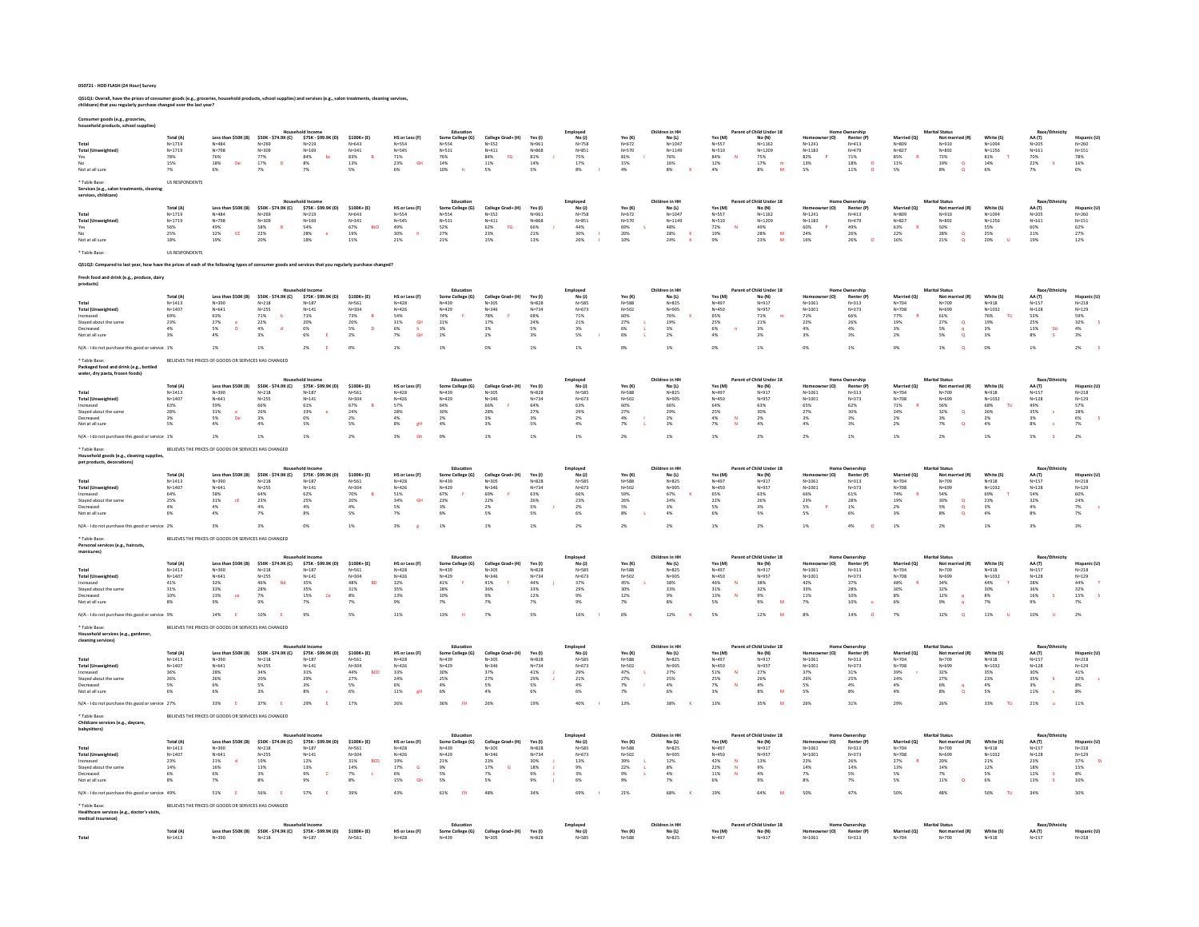0S0721 - HOD FLASH (24 Hour) Survey

**QS1Q1: Overall, have the prices of consumer goods (e.g., groceries, household products, school supplies) and services (e.g., salon treatments, cleaning services, childcare) that you regularly purchase changed over the last year?**

**Consumer goods (e.g., groceries, household products, school supplies)**

| | | Household Income | | | | Education | | | Employed | | Children in HH | | Parent of Child Under 18 | | Home Ownership | | Marital Status | | Race/Ethnicity | | |
|---|---|---|---|---|---|---|---|---|---|---|---|---|---|---|---|---|---|---|---|---|---|
| | Total (A) | Less than $50K (B) | $50K - $74.9K (C) | $75K - $99.9K (D) | $100K+ (E) | HS or Less (F) | Some College (G) | College Grad+ (H) | Yes (I) | No (J) | Yes (K) | No (L) | Yes (M) | No (N) | Homeowner (O) | Renter (P) | Married (Q) | Not married (R) | White (S) | AA (T) | Hispanic (U) |
| Total | N=1719 | N=484 | N=269 | N=219 | N=643 | N=554 | N=554 | N=352 | N=961 | N=758 | N=672 | N=1047 | N=557 | N=1162 | N=1241 | N=413 | N=809 | N=910 | N=1094 | N=205 | N=260 |
| Total (Unweighted) | N=1719 | N=798 | N=309 | N=169 | N=341 | N=545 | N=531 | N=411 | N=868 | N=851 | N=570 | N=1149 | N=510 | N=1209 | N=1183 | N=479 | N=827 | N=892 | N=1256 | N=161 | N=151 |
| Yes | 78% | 76% | 77% | 84% bc | 83% B | 71% | 76% | 84% FG | 81% J | 75% | 81% l | 76% | 84% N | 75% | 82% P | 71% | 85% R | 72% | 81% T | 70% | 78% |
| No | 15% | 18% De | 17% D | 8% | 13% | 23% GH | 14% | 11% | 14% | 17% | 15% | 16% | 12% | 17% m | 13% | 18% O | 11% | 19% Q | 14% | 22% S | 16% |
| Not at all sure | 7% | 6% | 7% | 7% | 5% | 6% | 10% h | 5% | 5% | 8% I | 4% | 8% K | 4% | 8% M | 5% | 11% O | 5% | 8% Q | 6% | 7% | 6% |

* Table Base: US RESPONDENTS

**Services (e.g., salon treatments, cleaning services, childcare)**

| | | Household Income | | | | Education | | | Employed | | Children in HH | | Parent of Child Under 18 | | Home Ownership | | Marital Status | | Race/Ethnicity | | |
|---|---|---|---|---|---|---|---|---|---|---|---|---|---|---|---|---|---|---|---|---|---|
| | Total (A) | Less than $50K (B) | $50K - $74.9K (C) | $75K - $99.9K (D) | $100K+ (E) | HS or Less (F) | Some College (G) | College Grad+ (H) | Yes (I) | No (J) | Yes (K) | No (L) | Yes (M) | No (N) | Homeowner (O) | Renter (P) | Married (Q) | Not married (R) | White (S) | AA (T) | Hispanic (U) |
| Total | N=1719 | N=484 | N=269 | N=219 | N=643 | N=554 | N=554 | N=352 | N=961 | N=758 | N=672 | N=1047 | N=557 | N=1162 | N=1241 | N=413 | N=809 | N=910 | N=1094 | N=205 | N=260 |
| Total (Unweighted) | N=1719 | N=798 | N=309 | N=169 | N=341 | N=545 | N=531 | N=411 | N=868 | N=851 | N=570 | N=1149 | N=510 | N=1209 | N=1183 | N=479 | N=827 | N=892 | N=1256 | N=161 | N=151 |
| Yes | 56% | 49% | 58% B | 54% | 67% BcD | 49% | 52% | 62% FG | 66% J | 44% | 69% L | 48% | 72% N | 49% | 60% P | 49% | 63% R | 50% | 55% | 60% | 62% |
| No | 25% | 32% CE | 22% | 28% e | 19% | 30% h | 27% | 23% | 21% | 30% I | 20% | 28% K | 19% | 28% M | 24% | 26% | 22% | 28% Q | 25% | 21% | 27% |
| Not at all sure | 18% | 19% | 20% | 18% | 15% | 21% | 21% | 15% | 13% | 26% I | 10% | 24% K | 9% | 23% M | 16% | 26% O | 16% | 21% Q | 20% U | 19% | 12% |

* Table Base: US RESPONDENTS

**QS1Q2: Compared to last year, how have the prices of each of the following types of consumer goods and services that you regularly purchase changed?**

**Fresh food and drink (e.g., produce, dairy products)**

| | | Household Income | | | | Education | | | Employed | | Children in HH | | Parent of Child Under 18 | | Home Ownership | | Marital Status | | Race/Ethnicity | | |
|---|---|---|---|---|---|---|---|---|---|---|---|---|---|---|---|---|---|---|---|---|---|
| | Total (A) | Less than $50K (B) | $50K - $74.9K (C) | $75K - $99.9K (D) | $100K+ (E) | HS or Less (F) | Some College (G) | College Grad+ (H) | Yes (I) | No (J) | Yes (K) | No (L) | Yes (M) | No (N) | Homeowner (O) | Renter (P) | Married (Q) | Not married (R) | White (S) | AA (T) | Hispanic (U) |
| Total | N=1413 | N=390 | N=218 | N=187 | N=561 | N=428 | N=439 | N=305 | N=828 | N=585 | N=588 | N=825 | N=497 | N=917 | N=1061 | N=313 | N=704 | N=709 | N=918 | N=157 | N=218 |
| Total (Unweighted) | N=1407 | N=641 | N=255 | N=141 | N=304 | N=426 | N=429 | N=346 | N=734 | N=673 | N=502 | N=905 | N=450 | N=957 | N=1001 | N=373 | N=708 | N=699 | N=1032 | N=128 | N=129 |
| Increased | 69% | 63% | 71% b | 71% | 73% B | 54% | 74% F | 78% F | 68% | 71% | 60% | 76% K | 65% | 71% m | 71% | 66% | 77% R | 61% | 76% TU | 53% | 59% |
| Stayed about the same | 23% | 27% e | 22% | 20% | 20% | 31% GH | 21% | 17% | 24% | 21% | 27% L | 19% | 25% | 21% | 22% | 26% | 19% | 27% Q | 19% | 25% | 32% S |
| Decreased | 4% | 5% D | 4% d | 0% | 5% D | 6% h | 3% | 2% | 5% | 3% | 6% L | 3% | 6% n | 3% | 4% | 4% | 3% | 5% q | 3% | 13% SU | 4% |
| Not at all sure | 3% | 4% | 3% | 6% E | 2% | 7% GH | 2% | 2% | 3% | 5% I | 6% L | 2% | 4% | 3% | 3% | 3% | 2% | 5% Q | 3% | 8% S | 3% |
| N/A - I do not purchase this good or service | 1% | 1% | 1% | 2% E | 0% | 1% | 1% | 0% | 1% | 1% | 0% | 1% | 0% | 1% | 0% | 1% | 0% | 1% Q | 0% | 1% | 2% S |

* Table Base: BELIEVES THE PRICES OF GOODS OR SERVICES HAS CHANGED

**Packaged food and drink (e.g., bottled water, dry pasta, frozen foods)**

| | | Household Income | | | | Education | | | Employed | | Children in HH | | Parent of Child Under 18 | | Home Ownership | | Marital Status | | Race/Ethnicity | | |
|---|---|---|---|---|---|---|---|---|---|---|---|---|---|---|---|---|---|---|---|---|---|
| | Total (A) | Less than $50K (B) | $50K - $74.9K (C) | $75K - $99.9K (D) | $100K+ (E) | HS or Less (F) | Some College (G) | College Grad+ (H) | Yes (I) | No (J) | Yes (K) | No (L) | Yes (M) | No (N) | Homeowner (O) | Renter (P) | Married (Q) | Not married (R) | White (S) | AA (T) | Hispanic (U) |
| Total | N=1413 | N=390 | N=218 | N=187 | N=561 | N=428 | N=439 | N=305 | N=828 | N=585 | N=588 | N=825 | N=497 | N=917 | N=1061 | N=313 | N=704 | N=709 | N=918 | N=157 | N=218 |
| Total (Unweighted) | N=1407 | N=641 | N=255 | N=141 | N=304 | N=426 | N=429 | N=346 | N=734 | N=673 | N=502 | N=905 | N=450 | N=957 | N=1001 | N=373 | N=708 | N=699 | N=1032 | N=128 | N=129 |
| Increased | 63% | 59% | 66% | 61% | 67% B | 57% | 64% | 66% f | 64% | 63% | 60% | 66% | 64% | 63% | 65% | 62% | 71% R | 56% | 68% TU | 49% | 57% |
| Stayed about the same | 28% | 31% e | 26% | 33% e | 24% | 28% | 30% | 28% | 27% | 29% | 27% | 29% | 25% | 30% | 27% | 30% | 24% | 32% Q | 26% | 35% s | 28% |
| Decreased | 3% | 5% De | 3% | 0% | 2% | 4% | 2% | 3% | 3% | 4% | 4% l | 2% | 4% N | 2% | 3% | 3% | 2% | 3% | 2% | 3% | 6% S |
| Not at all sure | 5% | 4% | 4% | 5% | 5% | 8% gH | 4% | 3% | 5% | 4% | 7% L | 3% | 7% N | 4% | 4% | 4% | 2% | 7% Q | 4% | 8% s | 7% |
| N/A - I do not purchase this good or service | 1% | 1% | 1% | 1% | 1% | 3% Gh | 0% | 1% | 1% | 1% | 2% | 1% | 1% | 2% | 2% | 1% | 1% | 2% | 1% | 5% S | 2% |

* Table Base: BELIEVES THE PRICES OF GOODS OR SERVICES HAS CHANGED

**Household goods (e.g., cleaning supplies, pet products, decorations)**

| | | Household Income | | | | Education | | | Employed | | Children in HH | | Parent of Child Under 18 | | Home Ownership | | Marital Status | | Race/Ethnicity | | |
|---|---|---|---|---|---|---|---|---|---|---|---|---|---|---|---|---|---|---|---|---|---|
| | Total (A) | Less than $50K (B) | $50K - $74.9K (C) | $75K - $99.9K (D) | $100K+ (E) | HS or Less (F) | Some College (G) | College Grad+ (H) | Yes (I) | No (J) | Yes (K) | No (L) | Yes (M) | No (N) | Homeowner (O) | Renter (P) | Married (Q) | Not married (R) | White (S) | AA (T) | Hispanic (U) |
| Total | N=1413 | N=390 | N=218 | N=187 | N=561 | N=428 | N=439 | N=305 | N=828 | N=585 | N=588 | N=825 | N=497 | N=917 | N=1061 | N=313 | N=704 | N=709 | N=918 | N=157 | N=218 |
| Total (Unweighted) | N=1407 | N=641 | N=255 | N=141 | N=304 | N=426 | N=429 | N=346 | N=734 | N=673 | N=502 | N=905 | N=450 | N=957 | N=1001 | N=373 | N=708 | N=699 | N=1032 | N=128 | N=129 |
| Increased | 64% | 58% | 64% | 62% | 70% B | 51% | 67% F | 69% F | 63% | 66% | 59% | 67% K | 65% | 63% | 66% | 61% | 74% R | 54% | 69% T | 54% | 60% |
| Stayed about the same | 25% | 31% cE | 23% | 25% | 20% | 34% GH | 23% | 22% | 26% | 23% | 26% | 24% | 22% | 26% | 23% | 28% | 19% | 30% Q | 23% | 32% | 24% |
| Decreased | 4% | 4% | 4% | 4% | 4% | 4% | 3% | 2% | 5% J | 2% | 5% | 3% | 5% | 3% | 5% P | 1% | 2% | 5% Q | 3% | 4% | 7% s |
| Not at all sure | 6% | 4% | 7% | 8% | 5% | 7% | 6% | 5% | 5% | 6% | 8% L | 4% | 6% | 5% | 5% | 6% | 3% | 8% Q | 4% | 8% | 7% |
| N/A - I do not purchase this good or service | 2% | 3% | 3% | 0% | 1% | 3% g | 1% | 1% | 2% | 2% | 2% | 2% | 1% | 2% | 1% | 4% O | 1% | 2% | 1% | 3% | 3% |

* Table Base: BELIEVES THE PRICES OF GOODS OR SERVICES HAS CHANGED

**Personal services (e.g., haircuts, manicures)**

| | | Household Income | | | | Education | | | Employed | | Children in HH | | Parent of Child Under 18 | | Home Ownership | | Marital Status | | Race/Ethnicity | | |
|---|---|---|---|---|---|---|---|---|---|---|---|---|---|---|---|---|---|---|---|---|---|
| | Total (A) | Less than $50K (B) | $50K - $74.9K (C) | $75K - $99.9K (D) | $100K+ (E) | HS or Less (F) | Some College (G) | College Grad+ (H) | Yes (I) | No (J) | Yes (K) | No (L) | Yes (M) | No (N) | Homeowner (O) | Renter (P) | Married (Q) | Not married (R) | White (S) | AA (T) | Hispanic (U) |
| Total | N=1413 | N=390 | N=218 | N=187 | N=561 | N=428 | N=439 | N=305 | N=828 | N=585 | N=588 | N=825 | N=497 | N=917 | N=1061 | N=313 | N=704 | N=709 | N=918 | N=157 | N=218 |
| Total (Unweighted) | N=1407 | N=641 | N=255 | N=141 | N=304 | N=426 | N=429 | N=346 | N=734 | N=673 | N=502 | N=905 | N=450 | N=957 | N=1001 | N=373 | N=708 | N=699 | N=1032 | N=128 | N=129 |
| Increased | 41% | 32% | 46% Bd | 35% | 48% BD | 32% | 41% F | 41% F | 44% J | 37% | 45% L | 38% | 46% N | 38% | 42% | 37% | 48% R | 34% | 44% T | 28% | 44% T |
| Stayed about the same | 31% | 33% | 28% | 35% | 31% | 35% | 28% | 36% | 31% | 29% | 30% | 33% | 31% | 32% | 33% | 28% | 30% | 32% | 30% | 36% | 32% |
| Decreased | 10% | 13% ce | 7% | 15% Ce | 8% | 13% | 10% | 9% | 12% | 9% | 12% | 9% | 13% N | 9% | 11% | 10% | 8% | 12% q | 8% | 16% S | 15% S |
| Not at all sure | 8% | 9% | 7% | 7% | 7% | 9% | 7% | 7% | 7% | 9% | 7% | 8% | 5% | 9% M | 7% | 10% o | 6% | 9% q | 7% | 9% | 7% |
| N/A - I do not purchase this good or service | 9% | 14% E | 10% E | 9% | 5% | 11% | 13% H | 7% | 5% | 16% I | 6% | 12% K | 5% | 12% M | 8% | 14% O | 7% | 12% Q | 11% U | 10% U | 2% |

* Table Base: BELIEVES THE PRICES OF GOODS OR SERVICES HAS CHANGED

**Household services (e.g., gardener, cleaning services)**

| | | Household Income | | | | Education | | | Employed | | Children in HH | | Parent of Child Under 18 | | Home Ownership | | Marital Status | | Race/Ethnicity | | |
|---|---|---|---|---|---|---|---|---|---|---|---|---|---|---|---|---|---|---|---|---|---|
| | Total (A) | Less than $50K (B) | $50K - $74.9K (C) | $75K - $99.9K (D) | $100K+ (E) | HS or Less (F) | Some College (G) | College Grad+ (H) | Yes (I) | No (J) | Yes (K) | No (L) | Yes (M) | No (N) | Homeowner (O) | Renter (P) | Married (Q) | Not married (R) | White (S) | AA (T) | Hispanic (U) |
| Total | N=1413 | N=390 | N=218 | N=187 | N=561 | N=428 | N=439 | N=305 | N=828 | N=585 | N=588 | N=825 | N=497 | N=917 | N=1061 | N=313 | N=704 | N=709 | N=918 | N=157 | N=218 |
| Total (Unweighted) | N=1407 | N=641 | N=255 | N=141 | N=304 | N=426 | N=429 | N=346 | N=734 | N=673 | N=502 | N=905 | N=450 | N=957 | N=1001 | N=373 | N=708 | N=699 | N=1032 | N=128 | N=129 |
| Increased | 36% | 28% | 34% | 31% | 44% BCD | 33% | 30% | 37% | 41% J | 29% | 47% L | 27% | 51% N | 27% | 37% | 31% | 39% r | 32% | 35% | 30% | 41% |
| Stayed about the same | 26% | 26% | 20% | 29% | 27% | 24% | 25% | 27% | 29% J | 21% | 27% | 25% | 25% | 26% | 26% | 25% | 24% | 27% | 23% | 35% S | 32% s |
| Decreased | 5% | 6% | 5% | 3% | 5% | 6% | 4% | 5% | 5% | 4% | 7% l | 4% | 7% N | 4% | 5% | 4% | 4% | 6% q | 4% | 3% | 8% |
| Not at all sure | 6% | 6% | 3% | 8% c | 6% | 11% gH | 6% | 4% | 6% | 6% | 7% | 6% | 3% | 8% M | 5% | 8% | 4% | 8% Q | 5% | 11% s | 8% |
| N/A - I do not purchase this good or service | 27% | 33% E | 37% E | 29% E | 17% | 26% | 36% FH | 26% | 19% | 40% I | 13% | 38% K | 13% | 35% M | 26% | 31% | 29% | 26% | 33% TU | 21% u | 11% |

* Table Base: BELIEVES THE PRICES OF GOODS OR SERVICES HAS CHANGED

**Childcare services (e.g., daycare, babysitters)**

| | | Household Income | | | | Education | | | Employed | | Children in HH | | Parent of Child Under 18 | | Home Ownership | | Marital Status | | Race/Ethnicity | | |
|---|---|---|---|---|---|---|---|---|---|---|---|---|---|---|---|---|---|---|---|---|---|
| | Total (A) | Less than $50K (B) | $50K - $74.9K (C) | $75K - $99.9K (D) | $100K+ (E) | HS or Less (F) | Some College (G) | College Grad+ (H) | Yes (I) | No (J) | Yes (K) | No (L) | Yes (M) | No (N) | Homeowner (O) | Renter (P) | Married (Q) | Not married (R) | White (S) | AA (T) | Hispanic (U) |
| Total | N=1413 | N=390 | N=218 | N=187 | N=561 | N=428 | N=439 | N=305 | N=828 | N=585 | N=588 | N=825 | N=497 | N=917 | N=1061 | N=313 | N=704 | N=709 | N=918 | N=157 | N=218 |
| Total (Unweighted) | N=1407 | N=641 | N=255 | N=141 | N=304 | N=426 | N=429 | N=346 | N=734 | N=673 | N=502 | N=905 | N=450 | N=957 | N=1001 | N=373 | N=708 | N=699 | N=1032 | N=128 | N=129 |
| Increased | 23% | 21% d | 19% | 12% | 31% BCD | 19% | 21% | 23% | 30% J | 13% | 39% L | 12% | 42% N | 13% | 22% | 26% | 27% R | 20% | 21% | 23% | 37% St |
| Stayed about the same | 14% | 16% | 13% | 13% | 14% | 17% G | 9% | 17% G | 18% J | 9% | 22% L | 8% | 22% N | 9% | 14% | 14% | 13% | 14% | 12% | 18% | 15% |
| Decreased | 6% | 6% | 3% | 9% C | 7% c | 6% | 5% | 7% | 9% J | 3% | 9% L | 4% | 11% N | 4% | 7% | 5% | 5% | 7% | 5% | 12% S | 8% |
| Not at all sure | 8% | 7% | 8% | 9% | 8% | 15% GH | 5% | 5% | 9% j | 6% | 9% | 7% | 6% | 9% | 8% | 7% | 5% | 11% Q | 6% | 13% S | 10% |
| N/A - I do not purchase this good or service | 49% | 51% E | 56% E | 57% E | 39% | 43% | 61% FH | 48% | 34% | 69% I | 21% | 68% K | 19% | 64% M | 50% | 47% | 50% | 48% | 56% TU | 34% | 30% |

* Table Base: BELIEVES THE PRICES OF GOODS OR SERVICES HAS CHANGED

**Healthcare services (e.g., doctor's visits, medical insurance)**

| | | Household Income | | | | Education | | | Employed | | Children in HH | | Parent of Child Under 18 | | Home Ownership | | Marital Status | | Race/Ethnicity | | |
|---|---|---|---|---|---|---|---|---|---|---|---|---|---|---|---|---|---|---|---|---|---|
| | Total (A) | Less than $50K (B) | $50K - $74.9K (C) | $75K - $99.9K (D) | $100K+ (E) | HS or Less (F) | Some College (G) | College Grad+ (H) | Yes (I) | No (J) | Yes (K) | No (L) | Yes (M) | No (N) | Homeowner (O) | Renter (P) | Married (Q) | Not married (R) | White (S) | AA (T) | Hispanic (U) |
| Total | N=1413 | N=390 | N=218 | N=187 | N=561 | N=428 | N=439 | N=305 | N=828 | N=585 | N=588 | N=825 | N=497 | N=917 | N=1061 | N=313 | N=704 | N=709 | N=918 | N=157 | N=218 |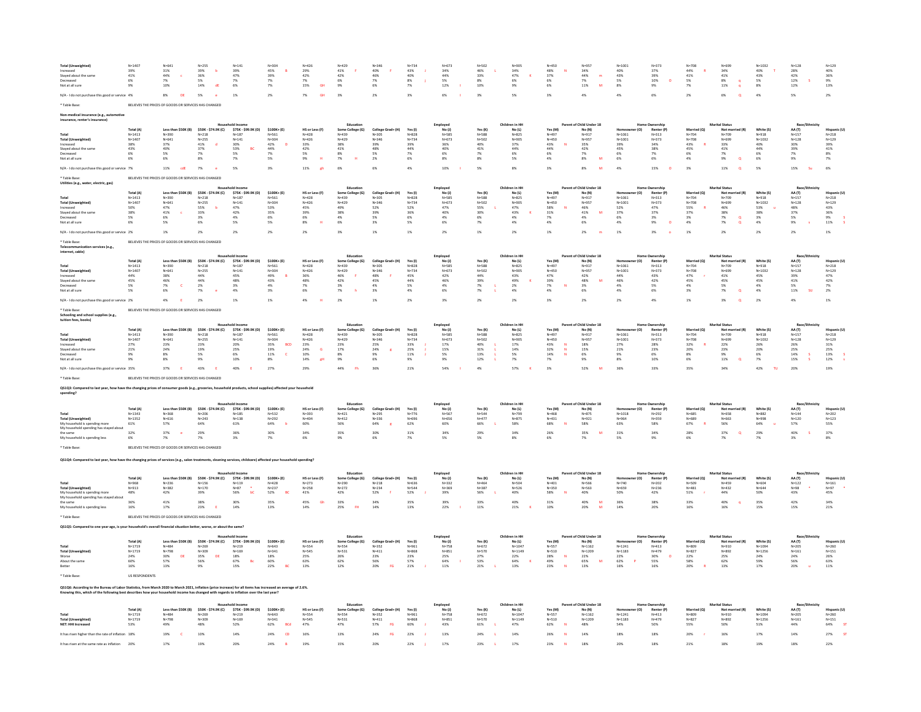| | Total (A) | Less than $50K (B) | $50K - $74.9K (C) | $75K - $99.9K (D) | $100K+ (E) | HS or Less (F) | Some College (G) | College Grad+ (H) | Yes (I) | No (J) | Yes (K) | No (L) | Yes (M) | No (N) | Homeowner (O) | Renter (P) | Married (Q) | Not married (R) | White (S) | AA (T) | Hispanic (U) |
|---|---|---|---|---|---|---|---|---|---|---|---|---|---|---|---|---|---|---|---|---|---|
| Total (Unweighted) | N=1407 | N=641 | N=255 | N=141 | N=304 | N=426 | N=429 | N=346 | N=734 | N=673 | N=502 | N=905 | N=450 | N=957 | N=1001 | N=373 | N=708 | N=699 | N=1032 | N=128 | N=129 |
| Increased | 39% | 31% | 39% b | 39% | 45% B | 29% | 41% F | 40% F | 43% J | 34% | 46% L | 34% | 48% N | 34% | 40% | 37% | 44% R | 34% | 40% T | 28% | 40% |
| Stayed about the same | 41% | 44% c | 36% | 47% | 39% | 42% | 42% | 46% | 40% | 44% | 33% | 47% K | 37% | 44% m | 43% | 39% | 41% | 41% | 43% | 42% | 36% |
| Decreased | 6% | 7% | 5% | 7% | 7% | 7% | 6% | 7% | 8% j | 5% | 8% | 6% | 6% | 7% | 5% | 10% O | 5% | 8% q | 5% | 12% S | 9% |
| Not at all sure | 9% | 10% | 14% dE | 6% | 7% | 15% GH | 9% | 6% | 7% | 12% I | 10% | 9% | 6% | 11% M | 8% | 9% | 7% | 11% q | 8% | 12% | 13% |
| N/A - I do not purchase this good or service | 4% | 8% DE | 5% e | 1% | 2% | 7% GH | 3% | 2% | 3% | 6% I | 3% | 5% | 3% | 4% | 4% | 6% | 2% | 6% Q | 4% | 5% | 2% |

* Table Base: BELIEVES THE PRICES OF GOODS OR SERVICES HAS CHANGED

**Non-medical insurance (e.g., automotive insurance, renter's insurance)**

| | Household Income | | | | | Education | | | Employed | | Children in HH | | Parent of Child Under 18 | | Home Ownership | | Marital Status | | Race/Ethnicity | | |
|---|---|---|---|---|---|---|---|---|---|---|---|---|---|---|---|---|---|---|---|---|---|
| | Total (A) | Less than $50K (B) | $50K - $74.9K (C) | $75K - $99.9K (D) | $100K+ (E) | HS or Less (F) | Some College (G) | College Grad+ (H) | Yes (I) | No (J) | Yes (K) | No (L) | Yes (M) | No (N) | Homeowner (O) | Renter (P) | Married (Q) | Not married (R) | White (S) | AA (T) | Hispanic (U) |
| Total | N=1413 | N=390 | N=218 | N=187 | N=561 | N=428 | N=439 | N=305 | N=828 | N=585 | N=588 | N=825 | N=497 | N=917 | N=1061 | N=313 | N=704 | N=709 | N=918 | N=157 | N=218 |
| Total (Unweighted) | N=1407 | N=641 | N=255 | N=141 | N=304 | N=426 | N=429 | N=346 | N=734 | N=673 | N=502 | N=905 | N=450 | N=957 | N=1001 | N=373 | N=708 | N=699 | N=1032 | N=128 | N=129 |
| Increased | 38% | 37% | 41% d | 30% | 42% D | 33% | 38% | 39% | 39% | 36% | 40% | 37% | 43% N | 35% | 39% | 34% | 43% R | 33% | 40% | 30% | 39% |
| Stayed about the same | 43% | 40% | 37% | 53% BC | 44% | 42% | 41% | 48% | 44% | 40% | 41% | 44% | 44% | 42% | 45% | 38% | 45% | 41% | 44% | 39% | 41% |
| Decreased | 6% | 5% | 7% | 5% | 7% | 5% | 8% | 5% | 7% | 6% | 7% | 6% | 6% | 7% | 6% | 7% | 6% | 7% | 6% | 7% | 8% |
| Not at all sure | 6% | 6% | 8% | 7% | 5% | 9% H | 7% H | 2% | 6% | 8% | 8% | 5% | 4% | 8% M | 6% | 6% | 4% | 9% Q | 6% | 9% | 7% |
| N/A - I do not purchase this good or service | 7% | 11% cdE | 7% e | 5% | 3% | 11% gh | 6% | 6% | 4% | 10% I | 5% | 8% | 3% | 8% M | 4% | 15% O | 3% | 11% Q | 5% | 15% Su | 6% |

* Table Base: BELIEVES THE PRICES OF GOODS OR SERVICES HAS CHANGED

**Utilities (e.g., water, electric, gas)**

| | Household Income | | | | | Education | | | Employed | | Children in HH | | Parent of Child Under 18 | | Home Ownership | | Marital Status | | Race/Ethnicity | | |
|---|---|---|---|---|---|---|---|---|---|---|---|---|---|---|---|---|---|---|---|---|---|
| | Total (A) | Less than $50K (B) | $50K - $74.9K (C) | $75K - $99.9K (D) | $100K+ (E) | HS or Less (F) | Some College (G) | College Grad+ (H) | Yes (I) | No (J) | Yes (K) | No (L) | Yes (M) | No (N) | Homeowner (O) | Renter (P) | Married (Q) | Not married (R) | White (S) | AA (T) | Hispanic (U) |
| Total | N=1413 | N=390 | N=218 | N=187 | N=561 | N=428 | N=439 | N=305 | N=828 | N=585 | N=588 | N=825 | N=497 | N=917 | N=1061 | N=313 | N=704 | N=709 | N=918 | N=157 | N=218 |
| Total (Unweighted) | N=1407 | N=641 | N=255 | N=141 | N=304 | N=426 | N=429 | N=346 | N=734 | N=673 | N=502 | N=905 | N=450 | N=957 | N=1001 | N=373 | N=708 | N=699 | N=1032 | N=128 | N=129 |
| Increased | 50% | 47% | 55% b | 47% | 53% | 45% | 49% | 52% | 52% | 47% | 55% L | 47% | 58% N | 46% | 52% | 47% | 55% R | 46% | 53% u | 48% | 43% |
| Stayed about the same | 38% | 41% c | 33% | 42% | 35% | 39% | 38% | 39% | 36% | 40% | 30% | 43% K | 31% | 41% M | 37% | 37% | 37% | 38% | 38% | 37% | 36% |
| Decreased | 5% | 6% | 3% | 4% | 6% | 6% | 4% | 5% | 6% | 4% | 6% | 4% | 7% | 4% | 6% | 3% | 3% | 7% Q | 3% | 5% | 9% S |
| Not at all sure | 6% | 5% | 6% | 5% | 5% | 8% H | 6% | 3% | 5% | 6% | 7% | 4% | 4% | 6% | 4% | 9% O | 4% | 7% Q | 4% | 9% s | 11% S |
| N/A - I do not purchase this good or service | 2% | 1% | 2% | 2% | 2% | 2% | 3% | 1% | 1% | 2% | 1% | 2% | 1% | 2% m | 1% | 3% o | 1% | 2% | 2% | 2% | 1% |

* Table Base: BELIEVES THE PRICES OF GOODS OR SERVICES HAS CHANGED

**Telecommunication services (e.g., internet, cable)**

| | Household Income | | | | | Education | | | Employed | | Children in HH | | Parent of Child Under 18 | | Home Ownership | | Marital Status | | Race/Ethnicity | | |
|---|---|---|---|---|---|---|---|---|---|---|---|---|---|---|---|---|---|---|---|---|---|
| | Total (A) | Less than $50K (B) | $50K - $74.9K (C) | $75K - $99.9K (D) | $100K+ (E) | HS or Less (F) | Some College (G) | College Grad+ (H) | Yes (I) | No (J) | Yes (K) | No (L) | Yes (M) | No (N) | Homeowner (O) | Renter (P) | Married (Q) | Not married (R) | White (S) | AA (T) | Hispanic (U) |
| Total | N=1413 | N=390 | N=218 | N=187 | N=561 | N=428 | N=439 | N=305 | N=828 | N=585 | N=588 | N=825 | N=497 | N=917 | N=1061 | N=313 | N=704 | N=709 | N=918 | N=157 | N=218 |
| Total (Unweighted) | N=1407 | N=641 | N=255 | N=141 | N=304 | N=426 | N=429 | N=346 | N=734 | N=673 | N=502 | N=905 | N=450 | N=957 | N=1001 | N=373 | N=708 | N=699 | N=1032 | N=128 | N=129 |
| Increased | 44% | 38% | 44% | 45% | 49% B | 36% | 46% F | 48% F | 45% | 42% | 44% | 43% | 47% | 42% | 44% | 43% | 47% r | 41% | 45% | 39% | 47% |
| Stayed about the same | 45% | 46% | 44% | 48% | 43% | 48% | 42% | 45% | 44% | 46% | 39% | 49% K | 39% | 48% M | 46% | 42% | 45% | 45% | 45% | 41% | 42% |
| Decreased | 5% | 7% C | 2% | 3% | 4% | 7% | 3% | 4% | 5% | 4% | 7% L | 2% | 7% N | 3% | 4% | 5% | 4% | 5% | 4% | 5% | 7% |
| Not at all sure | 5% | 6% | 7% e | 4% | 3% | 6% | 7% h | 3% | 4% | 6% | 7% L | 4% | 4% | 6% | 4% | 6% | 3% | 7% Q | 4% | 11% SU | 2% |
| N/A - I do not purchase this good or service | 2% | 4% E | 2% | 1% | 1% | 4% H | 2% | 1% | 2% | 3% | 2% | 2% | 3% | 2% | 2% | 4% | 1% | 3% Q | 2% | 4% | 1% |

* Table Base: BELIEVES THE PRICES OF GOODS OR SERVICES HAS CHANGED

**Schooling and school supplies (e.g., tuition fees, books)**

| | Household Income | | | | | Education | | | Employed | | Children in HH | | Parent of Child Under 18 | | Home Ownership | | Marital Status | | Race/Ethnicity | | |
|---|---|---|---|---|---|---|---|---|---|---|---|---|---|---|---|---|---|---|---|---|---|
| | Total (A) | Less than $50K (B) | $50K - $74.9K (C) | $75K - $99.9K (D) | $100K+ (E) | HS or Less (F) | Some College (G) | College Grad+ (H) | Yes (I) | No (J) | Yes (K) | No (L) | Yes (M) | No (N) | Homeowner (O) | Renter (P) | Married (Q) | Not married (R) | White (S) | AA (T) | Hispanic (U) |
| Total | N=1413 | N=390 | N=218 | N=187 | N=561 | N=428 | N=439 | N=305 | N=828 | N=585 | N=588 | N=825 | N=497 | N=917 | N=1061 | N=313 | N=704 | N=709 | N=918 | N=157 | N=218 |
| Total (Unweighted) | N=1407 | N=641 | N=255 | N=141 | N=304 | N=426 | N=429 | N=346 | N=734 | N=673 | N=502 | N=905 | N=450 | N=957 | N=1001 | N=373 | N=708 | N=699 | N=1032 | N=128 | N=129 |
| Increased | 27% | 23% | 23% | 20% | 35% BCD | 23% | 23% | 25% | 33% J | 17% | 40% L | 17% | 43% N | 18% | 27% | 28% | 32% R | 22% | 26% | 26% | 31% |
| Stayed about the same | 21% | 24% | 19% | 25% | 19% | 24% G | 17% | 24% g | 25% J | 15% | 31% L | 14% | 32% N | 15% | 21% | 23% | 20% | 23% | 20% | 25% | 25% |
| Decreased | 9% | 8% | 5% | 6% | 11% C | 10% | 8% | 9% | 11% J | 5% | 13% L | 5% | 14% N | 6% | 9% | 6% | 8% | 9% | 6% | 14% S | 13% S |
| Not at all sure | 9% | 8% | 9% | 10% | 8% | 14% gH | 9% | 6% | 9% | 9% | 12% L | 7% | 7% | 10% | 8% | 10% | 6% | 11% Q | 7% | 15% S | 12% s |
| N/A - I do not purchase this good or service | 35% | 37% E | 43% E | 40% E | 27% | 29% | 44% Fh | 36% | 21% | 54% I | 4% | 57% K | 3% | 52% M | 36% | 33% | 35% | 34% | 42% TU | 20% | 19% |

* Table Base: BELIEVES THE PRICES OF GOODS OR SERVICES HAS CHANGED

**QS1Q3: Compared to last year, how have the changing prices of consumer goods (e.g., groceries, household products, school supplies) affected your household spending?**

| | Household Income | | | | | Education | | | Employed | | Children in HH | | Parent of Child Under 18 | | Home Ownership | | Marital Status | | Race/Ethnicity | | |
|---|---|---|---|---|---|---|---|---|---|---|---|---|---|---|---|---|---|---|---|---|---|
| | Total (A) | Less than $50K (B) | $50K - $74.9K (C) | $75K - $99.9K (D) | $100K+ (E) | HS or Less (F) | Some College (G) | College Grad+ (H) | Yes (I) | No (J) | Yes (K) | No (L) | Yes (M) | No (N) | Homeowner (O) | Renter (P) | Married (Q) | Not married (R) | White (S) | AA (T) | Hispanic (U) |
| Total | N=1343 | N=368 | N=206 | N=185 | N=532 | N=393 | N=421 | N=295 | N=776 | N=567 | N=544 | N=799 | N=468 | N=875 | N=1018 | N=292 | N=685 | N=658 | N=882 | N=144 | N=202 |
| Total (Unweighted) | N=1352 | N=616 | N=243 | N=138 | N=292 | N=404 | N=412 | N=336 | N=696 | N=656 | N=477 | N=875 | N=431 | N=921 | N=964 | N=359 | N=689 | N=663 | N=998 | N=120 | N=123 |
| My household is spending more | 61% | 57% | 64% | 61% | 64% b | 60% | 56% | 64% g | 62% | 60% | 66% L | 58% | 68% N | 58% | 63% | 58% | 67% R | 56% | 64% u | 57% | 55% |
| My household spending has stayed about the same | 32% | 37% e | 29% | 36% | 30% | 34% | 35% | 30% | 31% | 34% | 29% | 34% | 26% | 35% M | 31% | 34% | 28% | 37% Q | 29% | 40% S | 37% |
| My household is spending less | 6% | 7% | 7% | 3% | 7% | 6% | 9% | 6% | 7% | 5% | 5% | 8% | 6% | 7% | 5% | 9% | 6% | 7% | 7% | 3% | 8% |

* Table Base: BELIEVES THE PRICES OF GOODS OR SERVICES HAS CHANGED

**QS1Q4: Compared to last year, how have the changing prices of services (e.g., salon treatments, cleaning services, childcare) affected your household spending?**

| | Household Income | | | | | Education | | | Employed | | Children in HH | | Parent of Child Under 18 | | Home Ownership | | Marital Status | | Race/Ethnicity | | |
|---|---|---|---|---|---|---|---|---|---|---|---|---|---|---|---|---|---|---|---|---|---|
| | Total (A) | Less than $50K (B) | $50K - $74.9K (C) | $75K - $99.9K (D) | $100K+ (E) | HS or Less (F) | Some College (G) | College Grad+ (H) | Yes (I) | No (J) | Yes (K) | No (L) | Yes (M) | No (N) | Homeowner (O) | Renter (P) | Married (Q) | Not married (R) | White (S) | AA (T) | Hispanic (U) |
| Total | N=968 | N=236 | N=156 | N=119 | N=428 | N=273 | N=290 | N=218 | N=636 | N=332 | N=464 | N=504 | N=401 | N=566 | N=740 | N=202 | N=509 | N=459 | N=604 | N=122 | N=161 |
| Total (Unweighted) | N=913 | N=382 | N=170 | N=87 * | N=237 | N=258 | N=272 | N=234 | N=544 | N=369 | N=387 | N=526 | N=350 | N=563 | N=659 | N=236 | N=481 | N=432 | N=644 | N=98 * | N=97 * |
| My household is spending more | 48% | 42% | 39% | 46% bC | 52% BC | 41% | 42% | 52% F | 52% J | 39% | 56% L | 40% | 58% N | 40% | 50% | 42% | 51% r | 44% | 50% | 43% | 45% |
| My household spending has stayed about the same | 36% | 41% | 38% | 30% | 35% | 45% Gh | 33% | 34% | 35% | 39% | 33% | 40% | 31% | 40% M | 36% | 38% | 33% | 40% q | 35% | 42% | 34% |
| My household is spending less | 16% | 17% | 23% E | 14% | 13% | 14% | 25% FH | 14% | 13% | 22% I | 11% | 21% K | 10% | 20% M | 14% | 20% | 16% | 16% | 15% | 15% | 21% |

* Table Base: BELIEVES THE PRICES OF GOODS OR SERVICES HAS CHANGED

**QS1Q5: Compared to one year ago, is your household's overall financial situation better, worse, or about the same?**

| | Household Income | | | | | Education | | | Employed | | Children in HH | | Parent of Child Under 18 | | Home Ownership | | Marital Status | | Race/Ethnicity | | |
|---|---|---|---|---|---|---|---|---|---|---|---|---|---|---|---|---|---|---|---|---|---|
| | Total (A) | Less than $50K (B) | $50K - $74.9K (C) | $75K - $99.9K (D) | $100K+ (E) | HS or Less (F) | Some College (G) | College Grad+ (H) | Yes (I) | No (J) | Yes (K) | No (L) | Yes (M) | No (N) | Homeowner (O) | Renter (P) | Married (Q) | Not married (R) | White (S) | AA (T) | Hispanic (U) |
| Total | N=1719 | N=484 | N=269 | N=219 | N=643 | N=554 | N=554 | N=352 | N=961 | N=758 | N=672 | N=1047 | N=557 | N=1162 | N=1241 | N=413 | N=809 | N=910 | N=1094 | N=205 | N=260 |
| Total (Unweighted) | N=1719 | N=798 | N=309 | N=169 | N=341 | N=545 | N=531 | N=411 | N=868 | N=851 | N=570 | N=1149 | N=510 | N=1209 | N=1183 | N=479 | N=827 | N=892 | N=1256 | N=161 | N=151 |
| Worse | 24% | 30% DE | 35% DE | 18% | 18% | 25% | 26% | 23% | 23% | 25% | 27% | 22% | 28% N | 22% | 22% | 30% O | 22% | 25% | 24% | 24% | 26% |
| About the same | 60% | 57% | 56% | 67% Bc | 60% | 63% | 62% | 56% | 57% | 64% I | 53% | 64% K | 49% | 65% M | 62% P | 55% | 58% | 62% | 59% | 56% | 63% |
| Better | 16% | 13% | 9% | 15% | 22% BC | 13% | 12% | 20% FG | 21% J | 11% | 21% L | 13% | 23% N | 13% | 16% | 16% | 20% R | 13% | 17% | 20% u | 11% |

* Table Base: US RESPONDENTS

**QS1Q6: According to the Bureau of Labor Statistics, from March 2020 to March 2021, inflation (price increase) for all items has increased an average of 2.6%. Knowing this, which of the following best describes how your household income has changed with regards to inflation over the last year?**

| | Household Income | | | | | Education | | | Employed | | Children in HH | | Parent of Child Under 18 | | Home Ownership | | Marital Status | | Race/Ethnicity | | |
|---|---|---|---|---|---|---|---|---|---|---|---|---|---|---|---|---|---|---|---|---|---|
| | Total (A) | Less than $50K (B) | $50K - $74.9K (C) | $75K - $99.9K (D) | $100K+ (E) | HS or Less (F) | Some College (G) | College Grad+ (H) | Yes (I) | No (J) | Yes (K) | No (L) | Yes (M) | No (N) | Homeowner (O) | Renter (P) | Married (Q) | Not married (R) | White (S) | AA (T) | Hispanic (U) |
| Total | N=1719 | N=484 | N=269 | N=219 | N=643 | N=554 | N=554 | N=352 | N=961 | N=758 | N=672 | N=1047 | N=557 | N=1162 | N=1241 | N=413 | N=809 | N=910 | N=1094 | N=205 | N=260 |
| Total (Unweighted) | N=1719 | N=798 | N=309 | N=169 | N=341 | N=545 | N=531 | N=411 | N=868 | N=851 | N=570 | N=1149 | N=510 | N=1209 | N=1183 | N=479 | N=827 | N=892 | N=1256 | N=161 | N=151 |
| NET: HH Increased | 53% | 49% | 48% | 52% | 62% BCd | 47% | 47% | 57% FG | 60% J | 43% | 61% L | 47% | 62% N | 48% | 54% | 50% | 55% | 50% | 51% | 44% | 64% ST |
| It has risen higher than the rate of inflation | 18% | 19% C | 10% | 14% | 24% CD | 16% | 13% | 24% FG | 22% J | 13% | 24% L | 14% | 26% N | 14% | 18% | 18% | 20% r | 16% | 17% | 14% | 27% ST |
| It has risen at the same rate as inflation | 20% | 17% | 19% | 20% | 24% B | 19% | 15% | 20% | 22% j | 17% | 23% L | 17% | 23% N | 18% | 20% | 18% | 21% | 18% | 19% | 18% | 22% |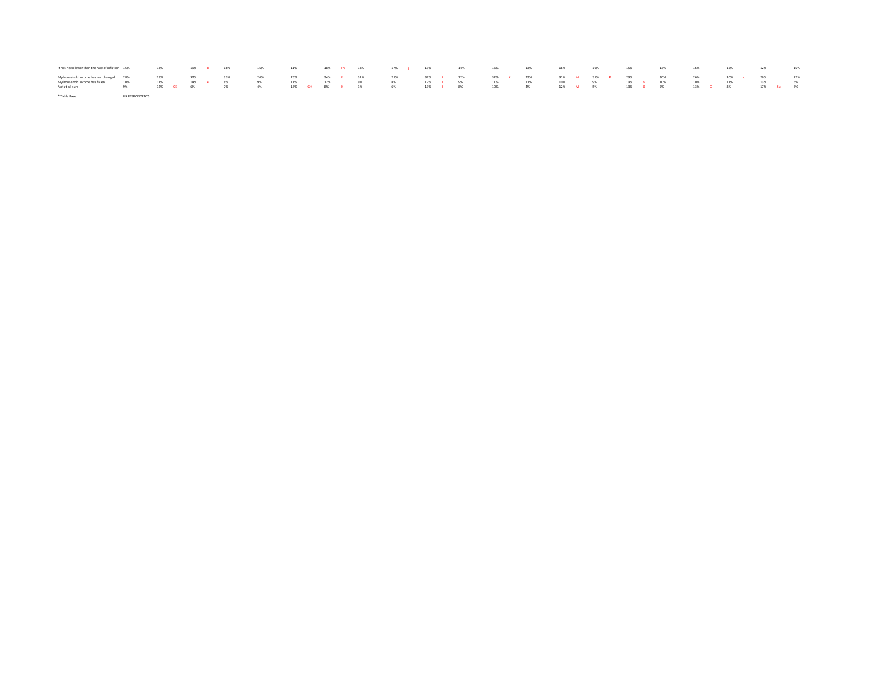| | | | | | | | | | | | | | | | | | | | | | |
|---|---|---|---|---|---|---|---|---|---|---|---|---|---|---|---|---|---|---|---|---|---|
| It has risen lower than the rate of inflation | 15% | 13% | 19% B | 18% | 15% | 11% | 18% Fh | 13% | 17% j | 13% | 14% | 16% | 13% | 16% | 16% | 15% | 13% | 16% | 15% u | 12% | 15% |
| My household income has not changed | 28% | 28% | 32% | 33% | 26% | 25% | 34% F | 31% | 25% | 32% I | 22% | 32% K | 23% | 31% M | 31% F | 23% | 30% | 26% | 30% u | 26% | 22% |
| My household income has fallen | 10% | 11% | 14% e | 8% | 9% | 11% | 12% | 9% | 8% | 12% I | 9% | 11% | 11% | 10% | 9% | 13% o | 10% | 10% | 11% | 13% | 6% |
| Not at all sure | 9% | 12% CE | 6% | 7% | 4% | 18% GH | 8% H | 3% | 6% | 13% I | 8% | 10% | 4% | 12% M | 5% | 13% O | 5% | 13% Q | 8% | 17% Su | 8% |

* Table Base: US RESPONDENTS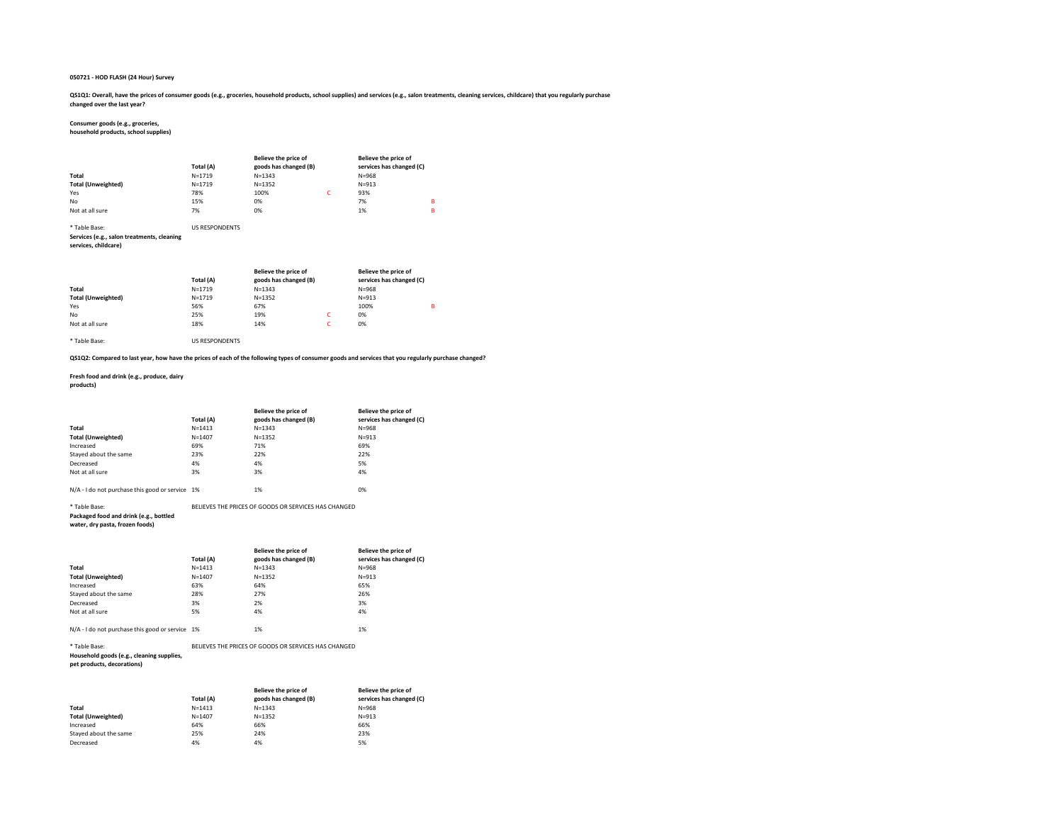**050721 - HOD FLASH (24 Hour) Survey**

**QS1Q1: Overall, have the prices of consumer goods (e.g., groceries, household products, school supplies) and services (e.g., salon treatments, cleaning services, childcare) that you regularly purchase changed over the last year?**

**Consumer goods (e.g., groceries, household products, school supplies)**

| | Total (A) | Believe the price of goods has changed (B) | | Believe the price of services has changed (C) | |
|---|---|---|---|---|---|
| **Total** | N=1719 | N=1343 | | N=968 | |
| **Total (Unweighted)** | N=1719 | N=1352 | | N=913 | |
| Yes | 78% | 100% | C | 93% | |
| No | 15% | 0% | | 7% | B |
| Not at all sure | 7% | 0% | | 1% | B |

* Table Base: US RESPONDENTS

**Services (e.g., salon treatments, cleaning services, childcare)**

| | Total (A) | Believe the price of goods has changed (B) | | Believe the price of services has changed (C) | |
|---|---|---|---|---|---|
| **Total** | N=1719 | N=1343 | | N=968 | |
| **Total (Unweighted)** | N=1719 | N=1352 | | N=913 | |
| Yes | 56% | 67% | | 100% | B |
| No | 25% | 19% | C | 0% | |
| Not at all sure | 18% | 14% | C | 0% | |

* Table Base: US RESPONDENTS

**QS1Q2: Compared to last year, how have the prices of each of the following types of consumer goods and services that you regularly purchase changed?**

**Fresh food and drink (e.g., produce, dairy products)**

| | Total (A) | Believe the price of goods has changed (B) | Believe the price of services has changed (C) |
|---|---|---|---|
| **Total** | N=1413 | N=1343 | N=968 |
| **Total (Unweighted)** | N=1407 | N=1352 | N=913 |
| Increased | 69% | 71% | 69% |
| Stayed about the same | 23% | 22% | 22% |
| Decreased | 4% | 4% | 5% |
| Not at all sure | 3% | 3% | 4% |
| N/A - I do not purchase this good or service | 1% | 1% | 0% |

* Table Base: BELIEVES THE PRICES OF GOODS OR SERVICES HAS CHANGED

**Packaged food and drink (e.g., bottled water, dry pasta, frozen foods)**

| | Total (A) | Believe the price of goods has changed (B) | Believe the price of services has changed (C) |
|---|---|---|---|
| **Total** | N=1413 | N=1343 | N=968 |
| **Total (Unweighted)** | N=1407 | N=1352 | N=913 |
| Increased | 63% | 64% | 65% |
| Stayed about the same | 28% | 27% | 26% |
| Decreased | 3% | 2% | 3% |
| Not at all sure | 5% | 4% | 4% |
| N/A - I do not purchase this good or service | 1% | 1% | 1% |

* Table Base: BELIEVES THE PRICES OF GOODS OR SERVICES HAS CHANGED

**Household goods (e.g., cleaning supplies, pet products, decorations)**

| | Total (A) | Believe the price of goods has changed (B) | Believe the price of services has changed (C) |
|---|---|---|---|
| **Total** | N=1413 | N=1343 | N=968 |
| **Total (Unweighted)** | N=1407 | N=1352 | N=913 |
| Increased | 64% | 66% | 66% |
| Stayed about the same | 25% | 24% | 23% |
| Decreased | 4% | 4% | 5% |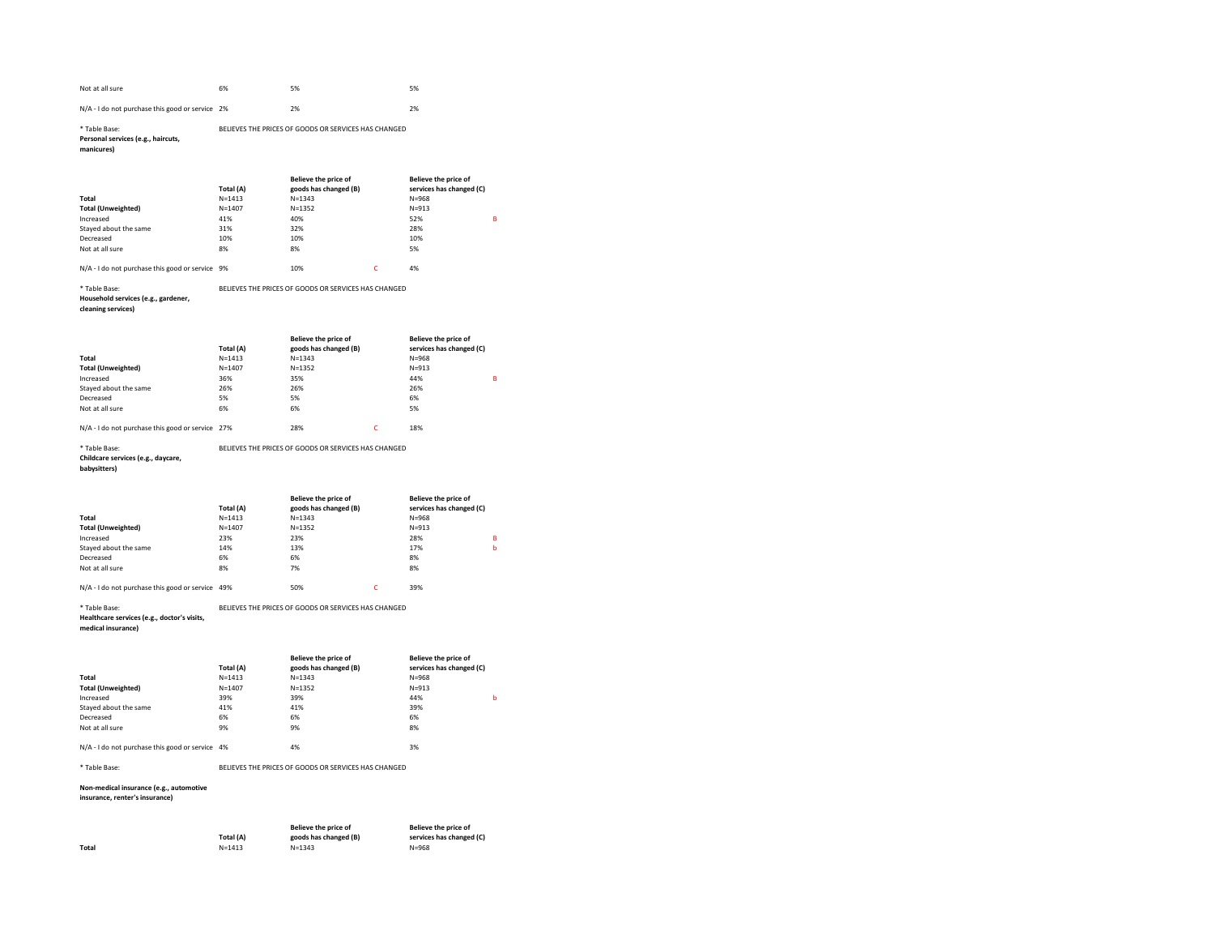| | | | | |
|---|---|---|---|---|
| Not at all sure | 6% | 5% | | 5% | |
| N/A - I do not purchase this good or service | 2% | 2% | | 2% | |

* Table Base: BELIEVES THE PRICES OF GOODS OR SERVICES HAS CHANGED

**Personal services (e.g., haircuts, manicures)**

| | Total (A) | Believe the price of goods has changed (B) | | Believe the price of services has changed (C) | |
|---|---|---|---|---|---|
| **Total** | N=1413 | N=1343 | | N=968 | |
| **Total (Unweighted)** | N=1407 | N=1352 | | N=913 | |
| Increased | 41% | 40% | | 52% | B |
| Stayed about the same | 31% | 32% | | 28% | |
| Decreased | 10% | 10% | | 10% | |
| Not at all sure | 8% | 8% | | 5% | |
| N/A - I do not purchase this good or service | 9% | 10% | C | 4% | |

* Table Base: BELIEVES THE PRICES OF GOODS OR SERVICES HAS CHANGED

**Household services (e.g., gardener, cleaning services)**

| | Total (A) | Believe the price of goods has changed (B) | | Believe the price of services has changed (C) | |
|---|---|---|---|---|---|
| **Total** | N=1413 | N=1343 | | N=968 | |
| **Total (Unweighted)** | N=1407 | N=1352 | | N=913 | |
| Increased | 36% | 35% | | 44% | B |
| Stayed about the same | 26% | 26% | | 26% | |
| Decreased | 5% | 5% | | 6% | |
| Not at all sure | 6% | 6% | | 5% | |
| N/A - I do not purchase this good or service | 27% | 28% | C | 18% | |

* Table Base: BELIEVES THE PRICES OF GOODS OR SERVICES HAS CHANGED

**Childcare services (e.g., daycare, babysitters)**

| | Total (A) | Believe the price of goods has changed (B) | | Believe the price of services has changed (C) | |
|---|---|---|---|---|---|
| **Total** | N=1413 | N=1343 | | N=968 | |
| **Total (Unweighted)** | N=1407 | N=1352 | | N=913 | |
| Increased | 23% | 23% | | 28% | B |
| Stayed about the same | 14% | 13% | | 17% | b |
| Decreased | 6% | 6% | | 8% | |
| Not at all sure | 8% | 7% | | 8% | |
| N/A - I do not purchase this good or service | 49% | 50% | C | 39% | |

* Table Base: BELIEVES THE PRICES OF GOODS OR SERVICES HAS CHANGED

**Healthcare services (e.g., doctor's visits, medical insurance)**

| | Total (A) | Believe the price of goods has changed (B) | | Believe the price of services has changed (C) | |
|---|---|---|---|---|---|
| **Total** | N=1413 | N=1343 | | N=968 | |
| **Total (Unweighted)** | N=1407 | N=1352 | | N=913 | |
| Increased | 39% | 39% | | 44% | b |
| Stayed about the same | 41% | 41% | | 39% | |
| Decreased | 6% | 6% | | 6% | |
| Not at all sure | 9% | 9% | | 8% | |
| N/A - I do not purchase this good or service | 4% | 4% | | 3% | |

* Table Base: BELIEVES THE PRICES OF GOODS OR SERVICES HAS CHANGED

**Non-medical insurance (e.g., automotive insurance, renter's insurance)**

| | Total (A) | Believe the price of goods has changed (B) | Believe the price of services has changed (C) |
|---|---|---|---|
| **Total** | N=1413 | N=1343 | N=968 |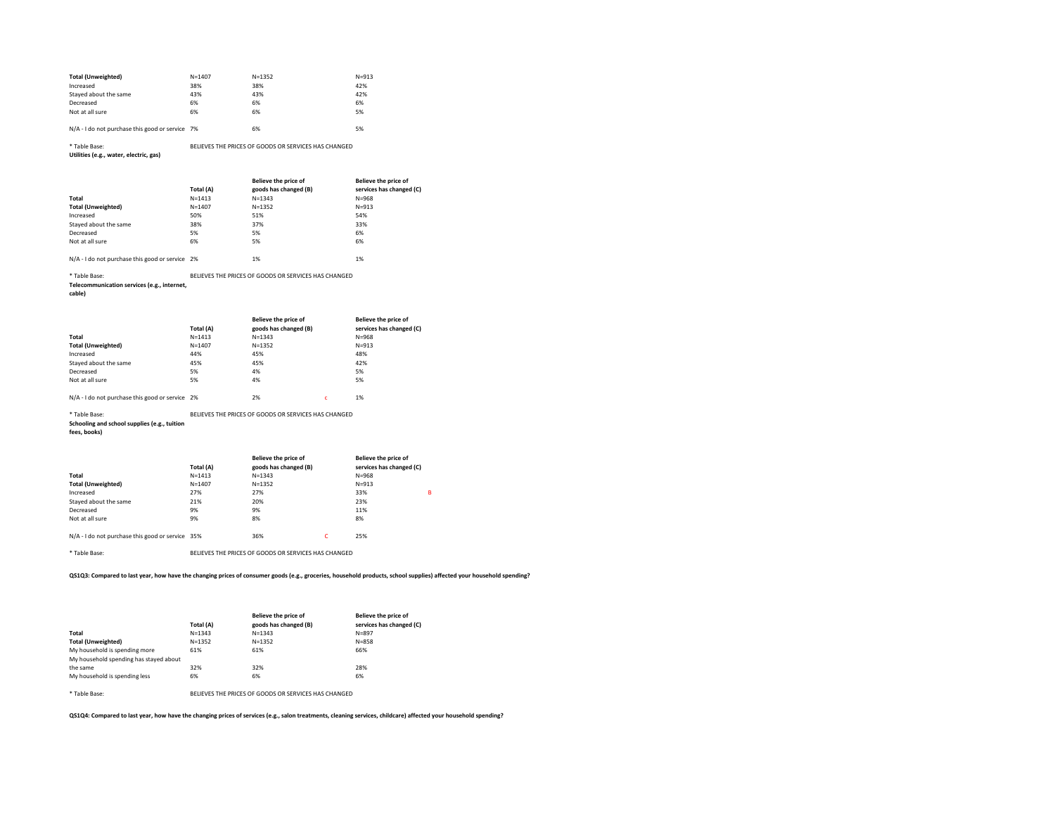| | | | |
|---|---|---|---|
| **Total (Unweighted)** | N=1407 | N=1352 | N=913 |
| Increased | 38% | 38% | 42% |
| Stayed about the same | 43% | 43% | 42% |
| Decreased | 6% | 6% | 6% |
| Not at all sure | 6% | 6% | 5% |
| N/A - I do not purchase this good or service | 7% | 6% | 5% |

\* Table Base: BELIEVES THE PRICES OF GOODS OR SERVICES HAS CHANGED

**Utilities (e.g., water, electric, gas)**

| | Total (A) | Believe the price of goods has changed (B) | | Believe the price of services has changed (C) | |
|---|---|---|---|---|---|
| **Total** | N=1413 | N=1343 | | N=968 | |
| **Total (Unweighted)** | N=1407 | N=1352 | | N=913 | |
| Increased | 50% | 51% | | 54% | |
| Stayed about the same | 38% | 37% | | 33% | |
| Decreased | 5% | 5% | | 6% | |
| Not at all sure | 6% | 5% | | 6% | |
| N/A - I do not purchase this good or service | 2% | 1% | | 1% | |

\* Table Base: BELIEVES THE PRICES OF GOODS OR SERVICES HAS CHANGED

**Telecommunication services (e.g., internet, cable)**

| | Total (A) | Believe the price of goods has changed (B) | | Believe the price of services has changed (C) | |
|---|---|---|---|---|---|
| **Total** | N=1413 | N=1343 | | N=968 | |
| **Total (Unweighted)** | N=1407 | N=1352 | | N=913 | |
| Increased | 44% | 45% | | 48% | |
| Stayed about the same | 45% | 45% | | 42% | |
| Decreased | 5% | 4% | | 5% | |
| Not at all sure | 5% | 4% | | 5% | |
| N/A - I do not purchase this good or service | 2% | 2% | c | 1% | |

\* Table Base: BELIEVES THE PRICES OF GOODS OR SERVICES HAS CHANGED

**Schooling and school supplies (e.g., tuition fees, books)**

| | Total (A) | Believe the price of goods has changed (B) | | Believe the price of services has changed (C) | |
|---|---|---|---|---|---|
| **Total** | N=1413 | N=1343 | | N=968 | |
| **Total (Unweighted)** | N=1407 | N=1352 | | N=913 | |
| Increased | 27% | 27% | | 33% | B |
| Stayed about the same | 21% | 20% | | 23% | |
| Decreased | 9% | 9% | | 11% | |
| Not at all sure | 9% | 8% | | 8% | |
| N/A - I do not purchase this good or service | 35% | 36% | C | 25% | |

\* Table Base: BELIEVES THE PRICES OF GOODS OR SERVICES HAS CHANGED

**QS1Q3: Compared to last year, how have the changing prices of consumer goods (e.g., groceries, household products, school supplies) affected your household spending?**

| | Total (A) | Believe the price of goods has changed (B) | Believe the price of services has changed (C) |
|---|---|---|---|
| **Total** | N=1343 | N=1343 | N=897 |
| **Total (Unweighted)** | N=1352 | N=1352 | N=858 |
| My household is spending more | 61% | 61% | 66% |
| My household spending has stayed about the same | 32% | 32% | 28% |
| My household is spending less | 6% | 6% | 6% |

\* Table Base: BELIEVES THE PRICES OF GOODS OR SERVICES HAS CHANGED

**QS1Q4: Compared to last year, how have the changing prices of services (e.g., salon treatments, cleaning services, childcare) affected your household spending?**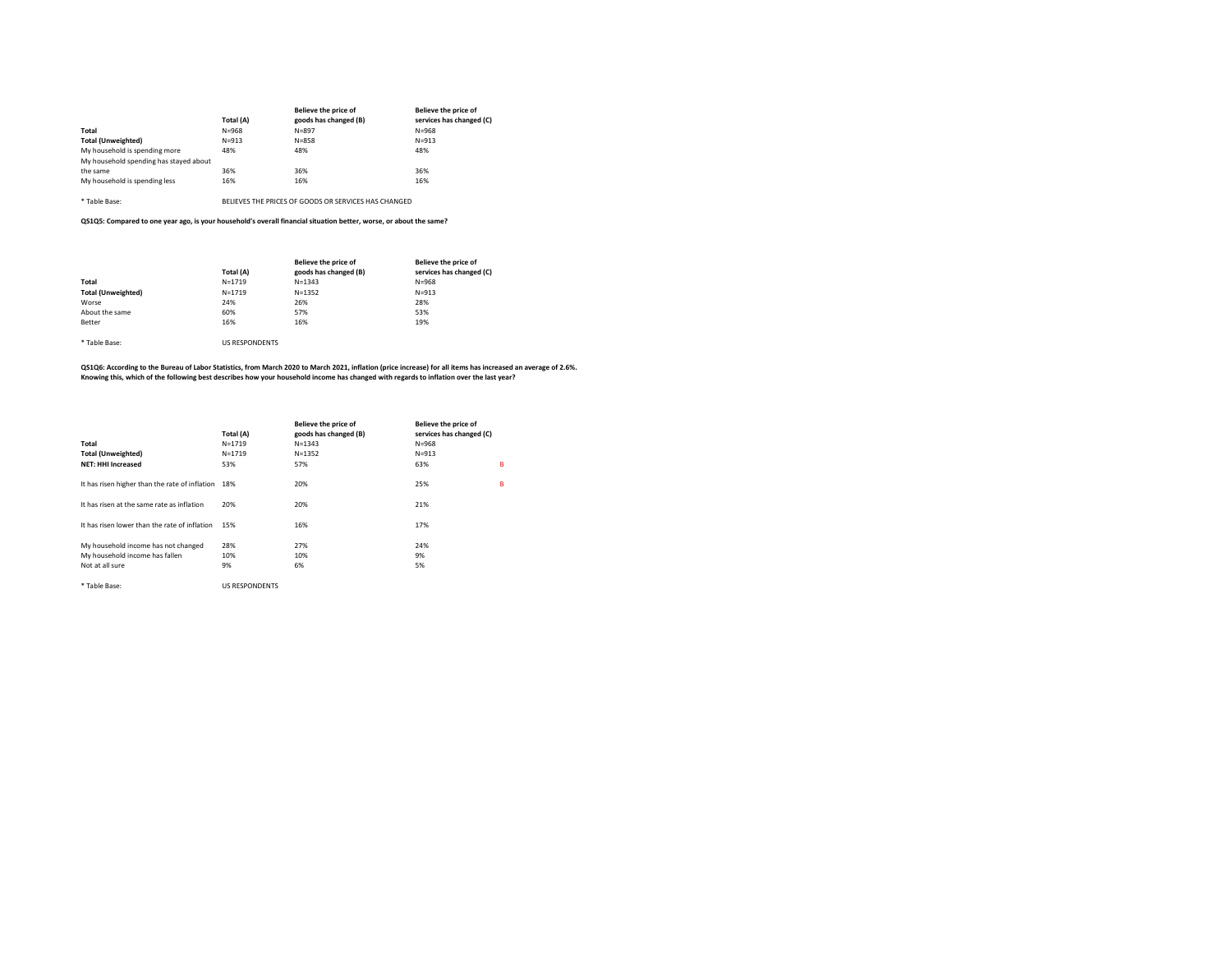| | Total (A) | Believe the price of goods has changed (B) | Believe the price of services has changed (C) |
|---|---|---|---|
| **Total** | N=968 | N=897 | N=968 |
| **Total (Unweighted)** | N=913 | N=858 | N=913 |
| My household is spending more | 48% | 48% | 48% |
| My household spending has stayed about the same | 36% | 36% | 36% |
| My household is spending less | 16% | 16% | 16% |

* Table Base: BELIEVES THE PRICES OF GOODS OR SERVICES HAS CHANGED

**QS1Q5: Compared to one year ago, is your household's overall financial situation better, worse, or about the same?**

| | Total (A) | Believe the price of goods has changed (B) | Believe the price of services has changed (C) |
|---|---|---|---|
| **Total** | N=1719 | N=1343 | N=968 |
| **Total (Unweighted)** | N=1719 | N=1352 | N=913 |
| Worse | 24% | 26% | 28% |
| About the same | 60% | 57% | 53% |
| Better | 16% | 16% | 19% |

* Table Base: US RESPONDENTS

**QS1Q6: According to the Bureau of Labor Statistics, from March 2020 to March 2021, inflation (price increase) for all items has increased an average of 2.6%. Knowing this, which of the following best describes how your household income has changed with regards to inflation over the last year?**

| | Total (A) | Believe the price of goods has changed (B) | Believe the price of services has changed (C) | |
|---|---|---|---|---|
| **Total** | N=1719 | N=1343 | N=968 | |
| **Total (Unweighted)** | N=1719 | N=1352 | N=913 | |
| **NET: HHI Increased** | 53% | 57% | 63% | B |
| It has risen higher than the rate of inflation | 18% | 20% | 25% | B |
| It has risen at the same rate as inflation | 20% | 20% | 21% | |
| It has risen lower than the rate of inflation | 15% | 16% | 17% | |
| My household income has not changed | 28% | 27% | 24% | |
| My household income has fallen | 10% | 10% | 9% | |
| Not at all sure | 9% | 6% | 5% | |

* Table Base: US RESPONDENTS